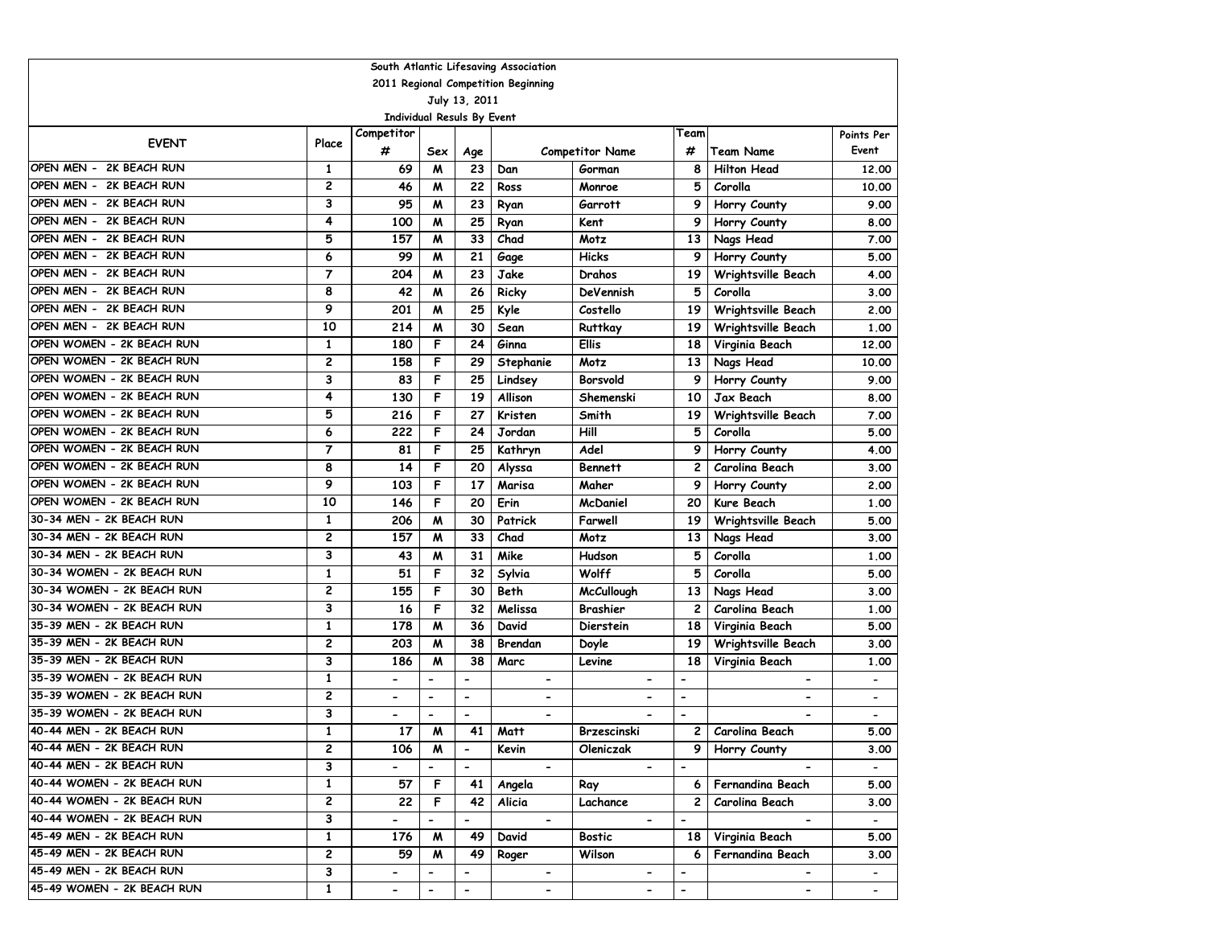South Atlantic Lifesaving Association

2011 Regional Competition Beginning

July 13, 2011

Individual Resuls By Event

| EVENT | Place | Competitor # | Sex | Age | Competitor Name | | Team # | Team Name | Points Per Event |
|---|---|---|---|---|---|---|---|---|---|
| OPEN MEN - 2K BEACH RUN | 1 | 69 | M | 23 | Dan | Gorman | 8 | Hilton Head | 12.00 |
| OPEN MEN - 2K BEACH RUN | 2 | 46 | M | 22 | Ross | Monroe | 5 | Corolla | 10.00 |
| OPEN MEN - 2K BEACH RUN | 3 | 95 | M | 23 | Ryan | Garrott | 9 | Horry County | 9.00 |
| OPEN MEN - 2K BEACH RUN | 4 | 100 | M | 25 | Ryan | Kent | 9 | Horry County | 8.00 |
| OPEN MEN - 2K BEACH RUN | 5 | 157 | M | 33 | Chad | Motz | 13 | Nags Head | 7.00 |
| OPEN MEN - 2K BEACH RUN | 6 | 99 | M | 21 | Gage | Hicks | 9 | Horry County | 5.00 |
| OPEN MEN - 2K BEACH RUN | 7 | 204 | M | 23 | Jake | Drahos | 19 | Wrightsville Beach | 4.00 |
| OPEN MEN - 2K BEACH RUN | 8 | 42 | M | 26 | Ricky | DeVennish | 5 | Corolla | 3.00 |
| OPEN MEN - 2K BEACH RUN | 9 | 201 | M | 25 | Kyle | Costello | 19 | Wrightsville Beach | 2.00 |
| OPEN MEN - 2K BEACH RUN | 10 | 214 | M | 30 | Sean | Ruttkay | 19 | Wrightsville Beach | 1.00 |
| OPEN WOMEN - 2K BEACH RUN | 1 | 180 | F | 24 | Ginna | Ellis | 18 | Virginia Beach | 12.00 |
| OPEN WOMEN - 2K BEACH RUN | 2 | 158 | F | 29 | Stephanie | Motz | 13 | Nags Head | 10.00 |
| OPEN WOMEN - 2K BEACH RUN | 3 | 83 | F | 25 | Lindsey | Borsvold | 9 | Horry County | 9.00 |
| OPEN WOMEN - 2K BEACH RUN | 4 | 130 | F | 19 | Allison | Shemenski | 10 | Jax Beach | 8.00 |
| OPEN WOMEN - 2K BEACH RUN | 5 | 216 | F | 27 | Kristen | Smith | 19 | Wrightsville Beach | 7.00 |
| OPEN WOMEN - 2K BEACH RUN | 6 | 222 | F | 24 | Jordan | Hill | 5 | Corolla | 5.00 |
| OPEN WOMEN - 2K BEACH RUN | 7 | 81 | F | 25 | Kathryn | Adel | 9 | Horry County | 4.00 |
| OPEN WOMEN - 2K BEACH RUN | 8 | 14 | F | 20 | Alyssa | Bennett | 2 | Carolina Beach | 3.00 |
| OPEN WOMEN - 2K BEACH RUN | 9 | 103 | F | 17 | Marisa | Maher | 9 | Horry County | 2.00 |
| OPEN WOMEN - 2K BEACH RUN | 10 | 146 | F | 20 | Erin | McDaniel | 20 | Kure Beach | 1.00 |
| 30-34 MEN - 2K BEACH RUN | 1 | 206 | M | 30 | Patrick | Farwell | 19 | Wrightsville Beach | 5.00 |
| 30-34 MEN - 2K BEACH RUN | 2 | 157 | M | 33 | Chad | Motz | 13 | Nags Head | 3.00 |
| 30-34 MEN - 2K BEACH RUN | 3 | 43 | M | 31 | Mike | Hudson | 5 | Corolla | 1.00 |
| 30-34 WOMEN - 2K BEACH RUN | 1 | 51 | F | 32 | Sylvia | Wolff | 5 | Corolla | 5.00 |
| 30-34 WOMEN - 2K BEACH RUN | 2 | 155 | F | 30 | Beth | McCullough | 13 | Nags Head | 3.00 |
| 30-34 WOMEN - 2K BEACH RUN | 3 | 16 | F | 32 | Melissa | Brashier | 2 | Carolina Beach | 1.00 |
| 35-39 MEN - 2K BEACH RUN | 1 | 178 | M | 36 | David | Dierstein | 18 | Virginia Beach | 5.00 |
| 35-39 MEN - 2K BEACH RUN | 2 | 203 | M | 38 | Brendan | Doyle | 19 | Wrightsville Beach | 3.00 |
| 35-39 MEN - 2K BEACH RUN | 3 | 186 | M | 38 | Marc | Levine | 18 | Virginia Beach | 1.00 |
| 35-39 WOMEN - 2K BEACH RUN | 1 | - | - | - | - | - | - | - | - |
| 35-39 WOMEN - 2K BEACH RUN | 2 | - | - | - | - | - | - | - | - |
| 35-39 WOMEN - 2K BEACH RUN | 3 | - | - | - | - | - | - | - | - |
| 40-44 MEN - 2K BEACH RUN | 1 | 17 | M | 41 | Matt | Brzescinski | 2 | Carolina Beach | 5.00 |
| 40-44 MEN - 2K BEACH RUN | 2 | 106 | M | - | Kevin | Oleniczak | 9 | Horry County | 3.00 |
| 40-44 MEN - 2K BEACH RUN | 3 | - | - | - | - | - | - | - | - |
| 40-44 WOMEN - 2K BEACH RUN | 1 | 57 | F | 41 | Angela | Ray | 6 | Fernandina Beach | 5.00 |
| 40-44 WOMEN - 2K BEACH RUN | 2 | 22 | F | 42 | Alicia | Lachance | 2 | Carolina Beach | 3.00 |
| 40-44 WOMEN - 2K BEACH RUN | 3 | - | - | - | - | - | - | - | - |
| 45-49 MEN - 2K BEACH RUN | 1 | 176 | M | 49 | David | Bostic | 18 | Virginia Beach | 5.00 |
| 45-49 MEN - 2K BEACH RUN | 2 | 59 | M | 49 | Roger | Wilson | 6 | Fernandina Beach | 3.00 |
| 45-49 MEN - 2K BEACH RUN | 3 | - | - | - | - | - | - | - | - |
| 45-49 WOMEN - 2K BEACH RUN | 1 | - | - | - | - | - | - | - | - |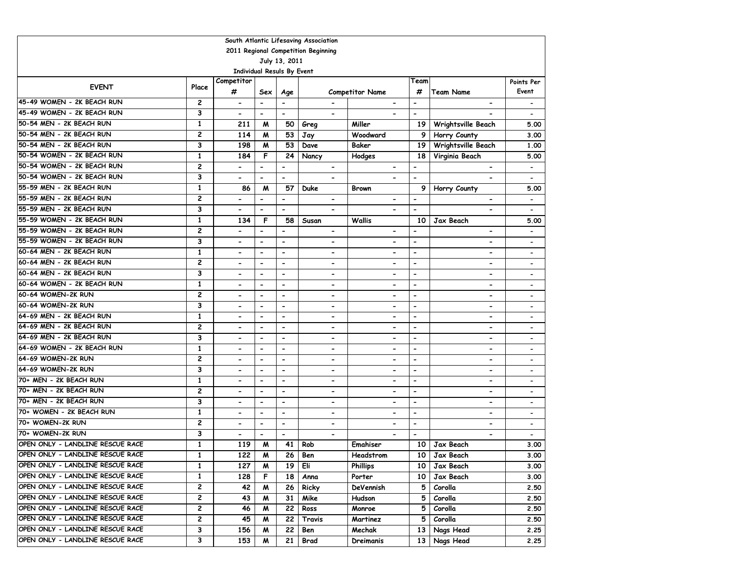South Atlantic Lifesaving Association

2011 Regional Competition Beginning

July 13, 2011

Individual Resuls By Event

| EVENT | Place | Competitor # | Sex | Age | Competitor Name | | Team # | Team Name | Points Per Event |
|---|---|---|---|---|---|---|---|---|---|
| 45-49 WOMEN - 2K BEACH RUN | 2 | - | - | - | - | - | - | - | - |
| 45-49 WOMEN - 2K BEACH RUN | 3 | - | - | - | - | - | - | - | - |
| 50-54 MEN - 2K BEACH RUN | 1 | 211 | M | 50 | Greg | Miller | 19 | Wrightsville Beach | 5.00 |
| 50-54 MEN - 2K BEACH RUN | 2 | 114 | M | 53 | Jay | Woodward | 9 | Horry County | 3.00 |
| 50-54 MEN - 2K BEACH RUN | 3 | 198 | M | 53 | Dave | Baker | 19 | Wrightsville Beach | 1.00 |
| 50-54 WOMEN - 2K BEACH RUN | 1 | 184 | F | 24 | Nancy | Hodges | 18 | Virginia Beach | 5.00 |
| 50-54 WOMEN - 2K BEACH RUN | 2 | - | - | - | - | - | - | - | - |
| 50-54 WOMEN - 2K BEACH RUN | 3 | - | - | - | - | - | - | - | - |
| 55-59 MEN - 2K BEACH RUN | 1 | 86 | M | 57 | Duke | Brown | 9 | Horry County | 5.00 |
| 55-59 MEN - 2K BEACH RUN | 2 | - | - | - | - | - | - | - | - |
| 55-59 MEN - 2K BEACH RUN | 3 | - | - | - | - | - | - | - | - |
| 55-59 WOMEN - 2K BEACH RUN | 1 | 134 | F | 58 | Susan | Wallis | 10 | Jax Beach | 5.00 |
| 55-59 WOMEN - 2K BEACH RUN | 2 | - | - | - | - | - | - | - | - |
| 55-59 WOMEN - 2K BEACH RUN | 3 | - | - | - | - | - | - | - | - |
| 60-64 MEN - 2K BEACH RUN | 1 | - | - | - | - | - | - | - | - |
| 60-64 MEN - 2K BEACH RUN | 2 | - | - | - | - | - | - | - | - |
| 60-64 MEN - 2K BEACH RUN | 3 | - | - | - | - | - | - | - | - |
| 60-64 WOMEN - 2K BEACH RUN | 1 | - | - | - | - | - | - | - | - |
| 60-64 WOMEN-2K RUN | 2 | - | - | - | - | - | - | - | - |
| 60-64 WOMEN-2K RUN | 3 | - | - | - | - | - | - | - | - |
| 64-69 MEN - 2K BEACH RUN | 1 | - | - | - | - | - | - | - | - |
| 64-69 MEN - 2K BEACH RUN | 2 | - | - | - | - | - | - | - | - |
| 64-69 MEN - 2K BEACH RUN | 3 | - | - | - | - | - | - | - | - |
| 64-69 WOMEN - 2K BEACH RUN | 1 | - | - | - | - | - | - | - | - |
| 64-69 WOMEN-2K RUN | 2 | - | - | - | - | - | - | - | - |
| 64-69 WOMEN-2K RUN | 3 | - | - | - | - | - | - | - | - |
| 70+ MEN - 2K BEACH RUN | 1 | - | - | - | - | - | - | - | - |
| 70+ MEN - 2K BEACH RUN | 2 | - | - | - | - | - | - | - | - |
| 70+ MEN - 2K BEACH RUN | 3 | - | - | - | - | - | - | - | - |
| 70+ WOMEN - 2K BEACH RUN | 1 | - | - | - | - | - | - | - | - |
| 70+ WOMEN-2K RUN | 2 | - | - | - | - | - | - | - | - |
| 70+ WOMEN-2K RUN | 3 | - | - | - | - | - | - | - | - |
| OPEN ONLY - LANDLINE RESCUE RACE | 1 | 119 | M | 41 | Rob | Emahiser | 10 | Jax Beach | 3.00 |
| OPEN ONLY - LANDLINE RESCUE RACE | 1 | 122 | M | 26 | Ben | Headstrom | 10 | Jax Beach | 3.00 |
| OPEN ONLY - LANDLINE RESCUE RACE | 1 | 127 | M | 19 | Eli | Phillips | 10 | Jax Beach | 3.00 |
| OPEN ONLY - LANDLINE RESCUE RACE | 1 | 128 | F | 18 | Anna | Porter | 10 | Jax Beach | 3.00 |
| OPEN ONLY - LANDLINE RESCUE RACE | 2 | 42 | M | 26 | Ricky | DeVennish | 5 | Corolla | 2.50 |
| OPEN ONLY - LANDLINE RESCUE RACE | 2 | 43 | M | 31 | Mike | Hudson | 5 | Corolla | 2.50 |
| OPEN ONLY - LANDLINE RESCUE RACE | 2 | 46 | M | 22 | Ross | Monroe | 5 | Corolla | 2.50 |
| OPEN ONLY - LANDLINE RESCUE RACE | 2 | 45 | M | 22 | Travis | Martinez | 5 | Corolla | 2.50 |
| OPEN ONLY - LANDLINE RESCUE RACE | 3 | 156 | M | 22 | Ben | Mechak | 13 | Nags Head | 2.25 |
| OPEN ONLY - LANDLINE RESCUE RACE | 3 | 153 | M | 21 | Brad | Dreimanis | 13 | Nags Head | 2.25 |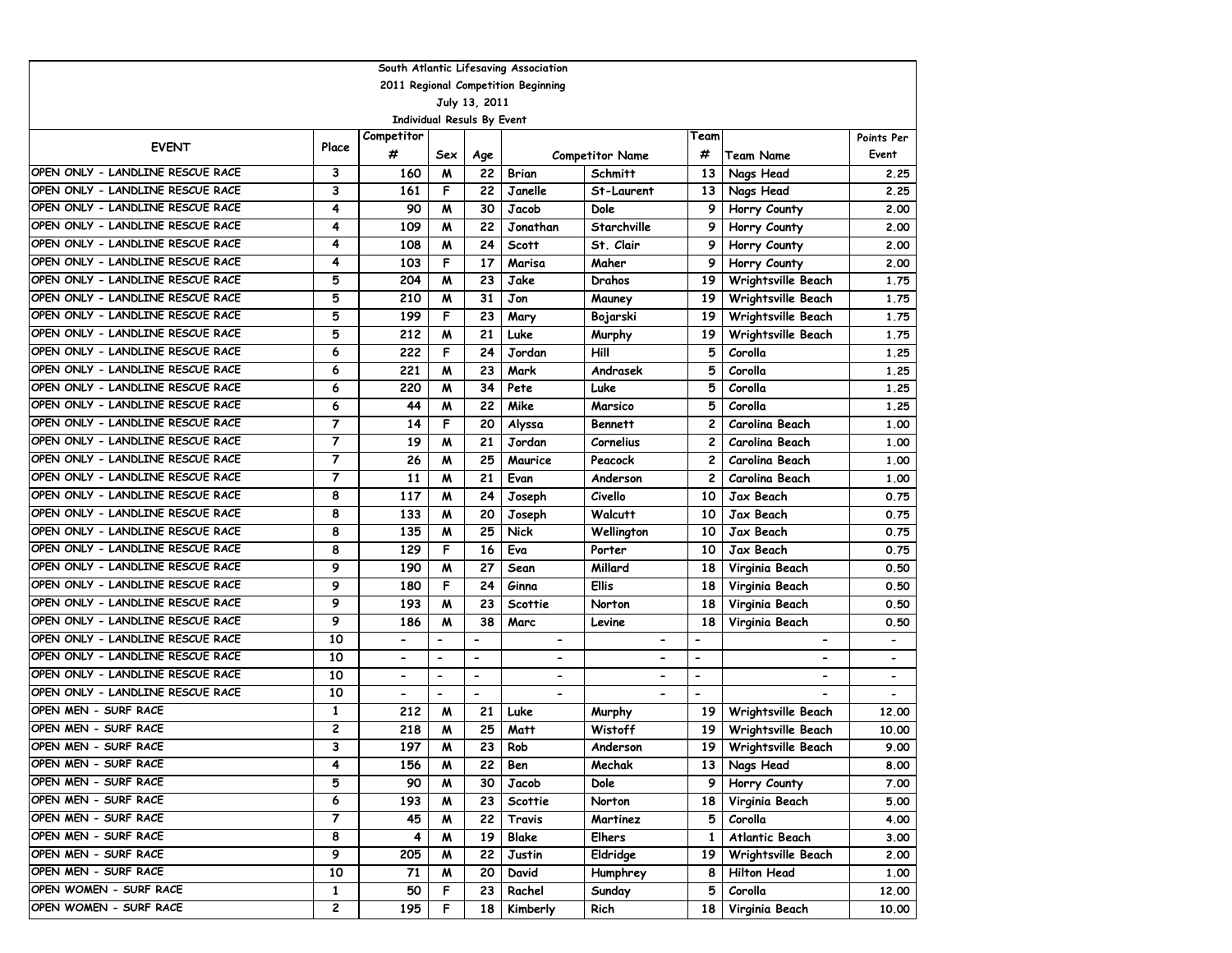South Atlantic Lifesaving Association

2011 Regional Competition Beginning

July 13, 2011

Individual Resuls By Event

| EVENT | Place | Competitor # | Sex | Age | Competitor Name | | Team # | Team Name | Points Per Event |
|---|---|---|---|---|---|---|---|---|---|
| OPEN ONLY - LANDLINE RESCUE RACE | 3 | 160 | M | 22 | Brian | Schmitt | 13 | Nags Head | 2.25 |
| OPEN ONLY - LANDLINE RESCUE RACE | 3 | 161 | F | 22 | Janelle | St-Laurent | 13 | Nags Head | 2.25 |
| OPEN ONLY - LANDLINE RESCUE RACE | 4 | 90 | M | 30 | Jacob | Dole | 9 | Horry County | 2.00 |
| OPEN ONLY - LANDLINE RESCUE RACE | 4 | 109 | M | 22 | Jonathan | Starchville | 9 | Horry County | 2.00 |
| OPEN ONLY - LANDLINE RESCUE RACE | 4 | 108 | M | 24 | Scott | St. Clair | 9 | Horry County | 2.00 |
| OPEN ONLY - LANDLINE RESCUE RACE | 4 | 103 | F | 17 | Marisa | Maher | 9 | Horry County | 2.00 |
| OPEN ONLY - LANDLINE RESCUE RACE | 5 | 204 | M | 23 | Jake | Drahos | 19 | Wrightsville Beach | 1.75 |
| OPEN ONLY - LANDLINE RESCUE RACE | 5 | 210 | M | 31 | Jon | Mauney | 19 | Wrightsville Beach | 1.75 |
| OPEN ONLY - LANDLINE RESCUE RACE | 5 | 199 | F | 23 | Mary | Bojarski | 19 | Wrightsville Beach | 1.75 |
| OPEN ONLY - LANDLINE RESCUE RACE | 5 | 212 | M | 21 | Luke | Murphy | 19 | Wrightsville Beach | 1.75 |
| OPEN ONLY - LANDLINE RESCUE RACE | 6 | 222 | F | 24 | Jordan | Hill | 5 | Corolla | 1.25 |
| OPEN ONLY - LANDLINE RESCUE RACE | 6 | 221 | M | 23 | Mark | Andrasek | 5 | Corolla | 1.25 |
| OPEN ONLY - LANDLINE RESCUE RACE | 6 | 220 | M | 34 | Pete | Luke | 5 | Corolla | 1.25 |
| OPEN ONLY - LANDLINE RESCUE RACE | 6 | 44 | M | 22 | Mike | Marsico | 5 | Corolla | 1.25 |
| OPEN ONLY - LANDLINE RESCUE RACE | 7 | 14 | F | 20 | Alyssa | Bennett | 2 | Carolina Beach | 1.00 |
| OPEN ONLY - LANDLINE RESCUE RACE | 7 | 19 | M | 21 | Jordan | Cornelius | 2 | Carolina Beach | 1.00 |
| OPEN ONLY - LANDLINE RESCUE RACE | 7 | 26 | M | 25 | Maurice | Peacock | 2 | Carolina Beach | 1.00 |
| OPEN ONLY - LANDLINE RESCUE RACE | 7 | 11 | M | 21 | Evan | Anderson | 2 | Carolina Beach | 1.00 |
| OPEN ONLY - LANDLINE RESCUE RACE | 8 | 117 | M | 24 | Joseph | Civello | 10 | Jax Beach | 0.75 |
| OPEN ONLY - LANDLINE RESCUE RACE | 8 | 133 | M | 20 | Joseph | Walcutt | 10 | Jax Beach | 0.75 |
| OPEN ONLY - LANDLINE RESCUE RACE | 8 | 135 | M | 25 | Nick | Wellington | 10 | Jax Beach | 0.75 |
| OPEN ONLY - LANDLINE RESCUE RACE | 8 | 129 | F | 16 | Eva | Porter | 10 | Jax Beach | 0.75 |
| OPEN ONLY - LANDLINE RESCUE RACE | 9 | 190 | M | 27 | Sean | Millard | 18 | Virginia Beach | 0.50 |
| OPEN ONLY - LANDLINE RESCUE RACE | 9 | 180 | F | 24 | Ginna | Ellis | 18 | Virginia Beach | 0.50 |
| OPEN ONLY - LANDLINE RESCUE RACE | 9 | 193 | M | 23 | Scottie | Norton | 18 | Virginia Beach | 0.50 |
| OPEN ONLY - LANDLINE RESCUE RACE | 9 | 186 | M | 38 | Marc | Levine | 18 | Virginia Beach | 0.50 |
| OPEN ONLY - LANDLINE RESCUE RACE | 10 | - | - | - | - | - | - | - | - |
| OPEN ONLY - LANDLINE RESCUE RACE | 10 | - | - | - | - | - | - | - | - |
| OPEN ONLY - LANDLINE RESCUE RACE | 10 | - | - | - | - | - | - | - | - |
| OPEN ONLY - LANDLINE RESCUE RACE | 10 | - | - | - | - | - | - | - | - |
| OPEN MEN - SURF RACE | 1 | 212 | M | 21 | Luke | Murphy | 19 | Wrightsville Beach | 12.00 |
| OPEN MEN - SURF RACE | 2 | 218 | M | 25 | Matt | Wistoff | 19 | Wrightsville Beach | 10.00 |
| OPEN MEN - SURF RACE | 3 | 197 | M | 23 | Rob | Anderson | 19 | Wrightsville Beach | 9.00 |
| OPEN MEN - SURF RACE | 4 | 156 | M | 22 | Ben | Mechak | 13 | Nags Head | 8.00 |
| OPEN MEN - SURF RACE | 5 | 90 | M | 30 | Jacob | Dole | 9 | Horry County | 7.00 |
| OPEN MEN - SURF RACE | 6 | 193 | M | 23 | Scottie | Norton | 18 | Virginia Beach | 5.00 |
| OPEN MEN - SURF RACE | 7 | 45 | M | 22 | Travis | Martinez | 5 | Corolla | 4.00 |
| OPEN MEN - SURF RACE | 8 | 4 | M | 19 | Blake | Elhers | 1 | Atlantic Beach | 3.00 |
| OPEN MEN - SURF RACE | 9 | 205 | M | 22 | Justin | Eldridge | 19 | Wrightsville Beach | 2.00 |
| OPEN MEN - SURF RACE | 10 | 71 | M | 20 | David | Humphrey | 8 | Hilton Head | 1.00 |
| OPEN WOMEN - SURF RACE | 1 | 50 | F | 23 | Rachel | Sunday | 5 | Corolla | 12.00 |
| OPEN WOMEN - SURF RACE | 2 | 195 | F | 18 | Kimberly | Rich | 18 | Virginia Beach | 10.00 |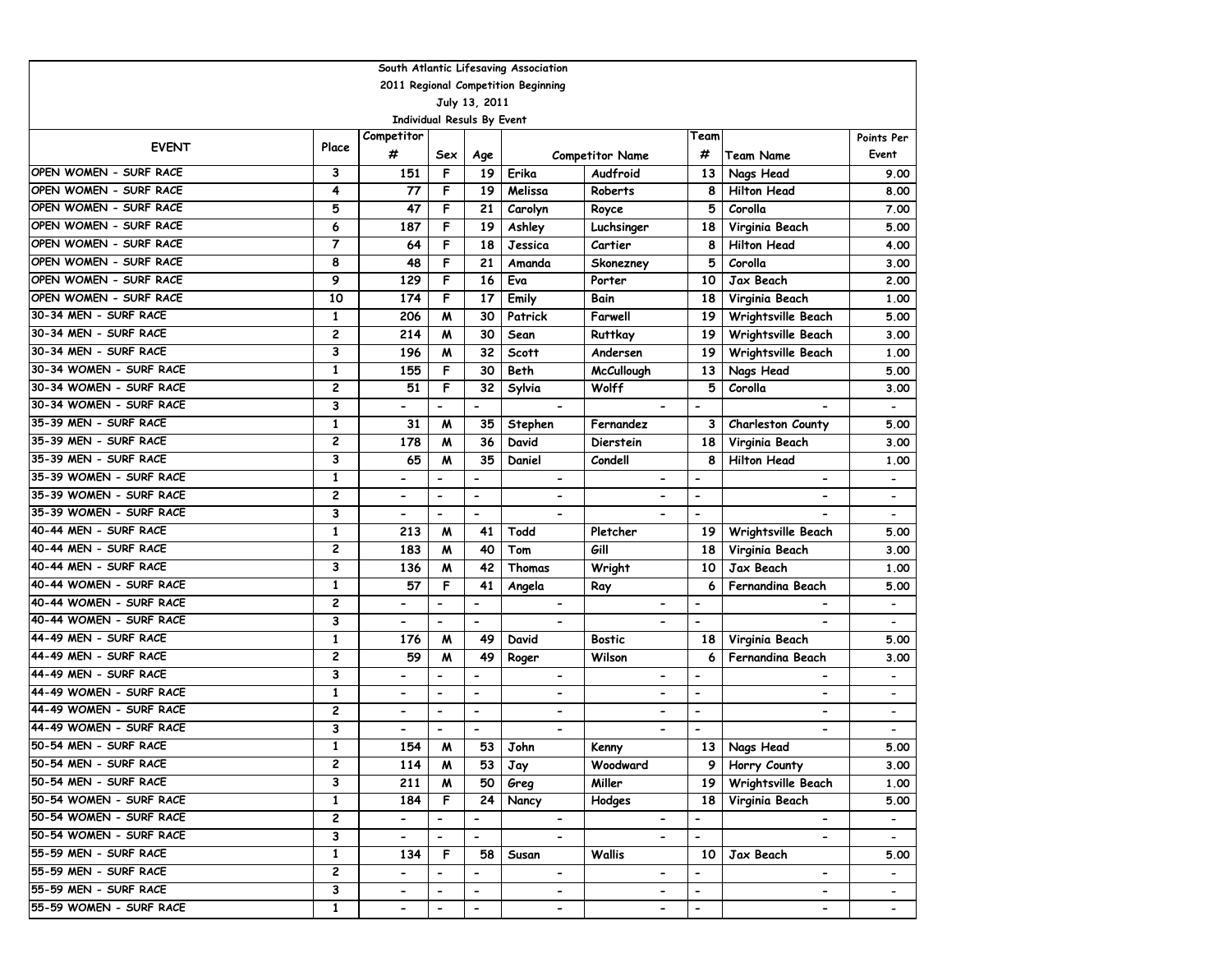South Atlantic Lifesaving Association

2011 Regional Competition Beginning

July 13, 2011

Individual Resuls By Event

| EVENT | Place | Competitor # | Sex | Age | Competitor Name | | Team # | Team Name | Points Per Event |
|---|---|---|---|---|---|---|---|---|---|
| OPEN WOMEN - SURF RACE | 3 | 151 | F | 19 | Erika | Audfroid | 13 | Nags Head | 9.00 |
| OPEN WOMEN - SURF RACE | 4 | 77 | F | 19 | Melissa | Roberts | 8 | Hilton Head | 8.00 |
| OPEN WOMEN - SURF RACE | 5 | 47 | F | 21 | Carolyn | Royce | 5 | Corolla | 7.00 |
| OPEN WOMEN - SURF RACE | 6 | 187 | F | 19 | Ashley | Luchsinger | 18 | Virginia Beach | 5.00 |
| OPEN WOMEN - SURF RACE | 7 | 64 | F | 18 | Jessica | Cartier | 8 | Hilton Head | 4.00 |
| OPEN WOMEN - SURF RACE | 8 | 48 | F | 21 | Amanda | Skonezney | 5 | Corolla | 3.00 |
| OPEN WOMEN - SURF RACE | 9 | 129 | F | 16 | Eva | Porter | 10 | Jax Beach | 2.00 |
| OPEN WOMEN - SURF RACE | 10 | 174 | F | 17 | Emily | Bain | 18 | Virginia Beach | 1.00 |
| 30-34 MEN - SURF RACE | 1 | 206 | M | 30 | Patrick | Farwell | 19 | Wrightsville Beach | 5.00 |
| 30-34 MEN - SURF RACE | 2 | 214 | M | 30 | Sean | Ruttkay | 19 | Wrightsville Beach | 3.00 |
| 30-34 MEN - SURF RACE | 3 | 196 | M | 32 | Scott | Andersen | 19 | Wrightsville Beach | 1.00 |
| 30-34 WOMEN - SURF RACE | 1 | 155 | F | 30 | Beth | McCullough | 13 | Nags Head | 5.00 |
| 30-34 WOMEN - SURF RACE | 2 | 51 | F | 32 | Sylvia | Wolff | 5 | Corolla | 3.00 |
| 30-34 WOMEN - SURF RACE | 3 | - | - | - | - | - | - | - | - |
| 35-39 MEN - SURF RACE | 1 | 31 | M | 35 | Stephen | Fernandez | 3 | Charleston County | 5.00 |
| 35-39 MEN - SURF RACE | 2 | 178 | M | 36 | David | Dierstein | 18 | Virginia Beach | 3.00 |
| 35-39 MEN - SURF RACE | 3 | 65 | M | 35 | Daniel | Condell | 8 | Hilton Head | 1.00 |
| 35-39 WOMEN - SURF RACE | 1 | - | - | - | - | - | - | - | - |
| 35-39 WOMEN - SURF RACE | 2 | - | - | - | - | - | - | - | - |
| 35-39 WOMEN - SURF RACE | 3 | - | - | - | - | - | - | - | - |
| 40-44 MEN - SURF RACE | 1 | 213 | M | 41 | Todd | Pletcher | 19 | Wrightsville Beach | 5.00 |
| 40-44 MEN - SURF RACE | 2 | 183 | M | 40 | Tom | Gill | 18 | Virginia Beach | 3.00 |
| 40-44 MEN - SURF RACE | 3 | 136 | M | 42 | Thomas | Wright | 10 | Jax Beach | 1.00 |
| 40-44 WOMEN - SURF RACE | 1 | 57 | F | 41 | Angela | Ray | 6 | Fernandina Beach | 5.00 |
| 40-44 WOMEN - SURF RACE | 2 | - | - | - | - | - | - | - | - |
| 40-44 WOMEN - SURF RACE | 3 | - | - | - | - | - | - | - | - |
| 44-49 MEN - SURF RACE | 1 | 176 | M | 49 | David | Bostic | 18 | Virginia Beach | 5.00 |
| 44-49 MEN - SURF RACE | 2 | 59 | M | 49 | Roger | Wilson | 6 | Fernandina Beach | 3.00 |
| 44-49 MEN - SURF RACE | 3 | - | - | - | - | - | - | - | - |
| 44-49 WOMEN - SURF RACE | 1 | - | - | - | - | - | - | - | - |
| 44-49 WOMEN - SURF RACE | 2 | - | - | - | - | - | - | - | - |
| 44-49 WOMEN - SURF RACE | 3 | - | - | - | - | - | - | - | - |
| 50-54 MEN - SURF RACE | 1 | 154 | M | 53 | John | Kenny | 13 | Nags Head | 5.00 |
| 50-54 MEN - SURF RACE | 2 | 114 | M | 53 | Jay | Woodward | 9 | Horry County | 3.00 |
| 50-54 MEN - SURF RACE | 3 | 211 | M | 50 | Greg | Miller | 19 | Wrightsville Beach | 1.00 |
| 50-54 WOMEN - SURF RACE | 1 | 184 | F | 24 | Nancy | Hodges | 18 | Virginia Beach | 5.00 |
| 50-54 WOMEN - SURF RACE | 2 | - | - | - | - | - | - | - | - |
| 50-54 WOMEN - SURF RACE | 3 | - | - | - | - | - | - | - | - |
| 55-59 MEN - SURF RACE | 1 | 134 | F | 58 | Susan | Wallis | 10 | Jax Beach | 5.00 |
| 55-59 MEN - SURF RACE | 2 | - | - | - | - | - | - | - | - |
| 55-59 MEN - SURF RACE | 3 | - | - | - | - | - | - | - | - |
| 55-59 WOMEN - SURF RACE | 1 | - | - | - | - | - | - | - | - |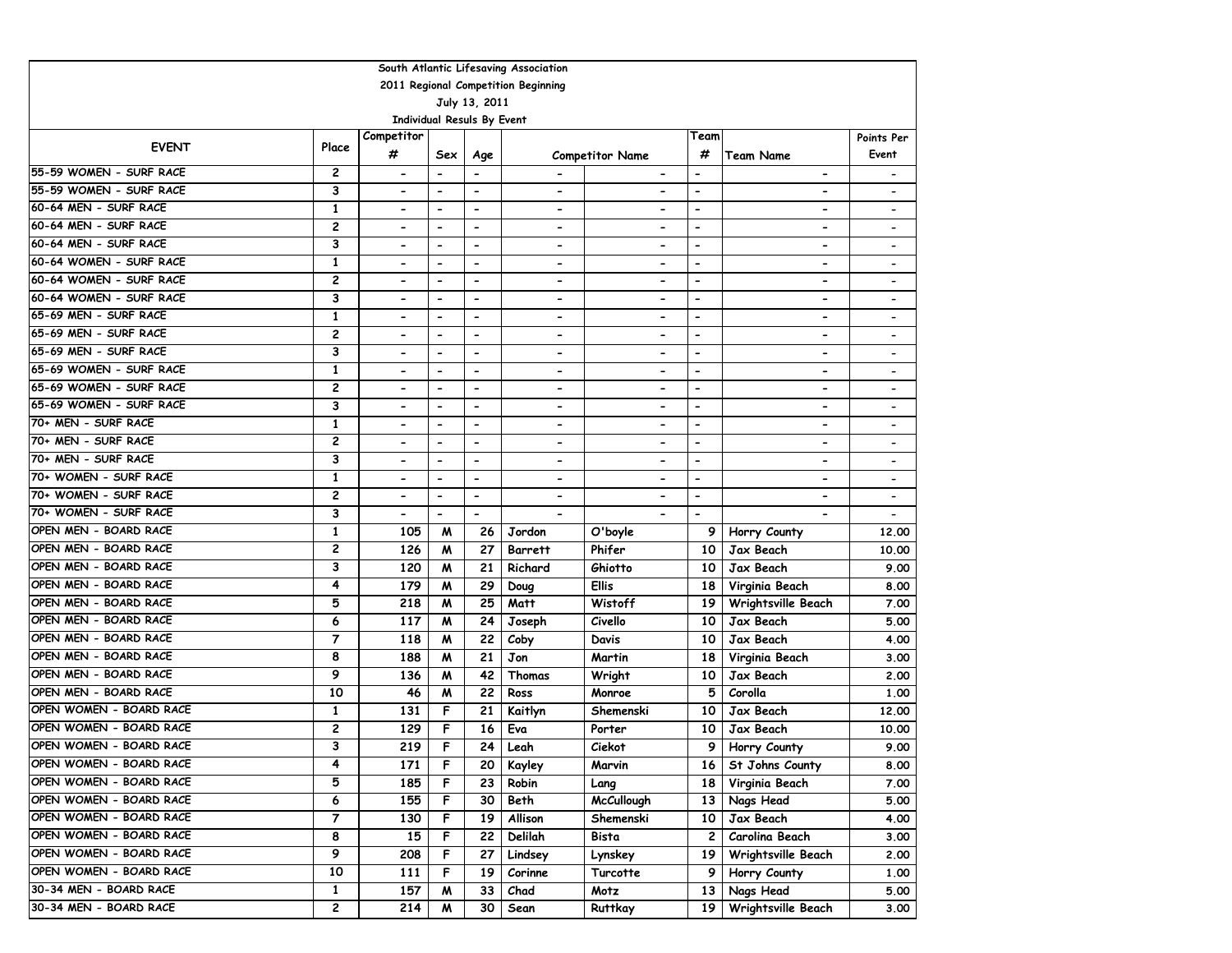| South Atlantic Lifesaving Association | | | | | | | | | |
|---|---|---|---|---|---|---|---|---|---|
| 2011 Regional Competition Beginning | | | | | | | | | |
| July 13, 2011 | | | | | | | | | |
| Individual Resuls By Event | | | | | | | | | |
| EVENT | Place | Competitor # | Sex | Age | Competitor Name | | Team # | Team Name | Points Per Event |
| 55-59 WOMEN - SURF RACE | 2 | - | - | - | - | - | - | - | - |
| 55-59 WOMEN - SURF RACE | 3 | - | - | - | - | - | - | - | - |
| 60-64 MEN - SURF RACE | 1 | - | - | - | - | - | - | - | - |
| 60-64 MEN - SURF RACE | 2 | - | - | - | - | - | - | - | - |
| 60-64 MEN - SURF RACE | 3 | - | - | - | - | - | - | - | - |
| 60-64 WOMEN - SURF RACE | 1 | - | - | - | - | - | - | - | - |
| 60-64 WOMEN - SURF RACE | 2 | - | - | - | - | - | - | - | - |
| 60-64 WOMEN - SURF RACE | 3 | - | - | - | - | - | - | - | - |
| 65-69 MEN - SURF RACE | 1 | - | - | - | - | - | - | - | - |
| 65-69 MEN - SURF RACE | 2 | - | - | - | - | - | - | - | - |
| 65-69 MEN - SURF RACE | 3 | - | - | - | - | - | - | - | - |
| 65-69 WOMEN - SURF RACE | 1 | - | - | - | - | - | - | - | - |
| 65-69 WOMEN - SURF RACE | 2 | - | - | - | - | - | - | - | - |
| 65-69 WOMEN - SURF RACE | 3 | - | - | - | - | - | - | - | - |
| 70+ MEN - SURF RACE | 1 | - | - | - | - | - | - | - | - |
| 70+ MEN - SURF RACE | 2 | - | - | - | - | - | - | - | - |
| 70+ MEN - SURF RACE | 3 | - | - | - | - | - | - | - | - |
| 70+ WOMEN - SURF RACE | 1 | - | - | - | - | - | - | - | - |
| 70+ WOMEN - SURF RACE | 2 | - | - | - | - | - | - | - | - |
| 70+ WOMEN - SURF RACE | 3 | - | - | - | - | - | - | - | - |
| OPEN MEN - BOARD RACE | 1 | 105 | M | 26 | Jordon | O'boyle | 9 | Horry County | 12.00 |
| OPEN MEN - BOARD RACE | 2 | 126 | M | 27 | Barrett | Phifer | 10 | Jax Beach | 10.00 |
| OPEN MEN - BOARD RACE | 3 | 120 | M | 21 | Richard | Ghiotto | 10 | Jax Beach | 9.00 |
| OPEN MEN - BOARD RACE | 4 | 179 | M | 29 | Doug | Ellis | 18 | Virginia Beach | 8.00 |
| OPEN MEN - BOARD RACE | 5 | 218 | M | 25 | Matt | Wistoff | 19 | Wrightsville Beach | 7.00 |
| OPEN MEN - BOARD RACE | 6 | 117 | M | 24 | Joseph | Civello | 10 | Jax Beach | 5.00 |
| OPEN MEN - BOARD RACE | 7 | 118 | M | 22 | Coby | Davis | 10 | Jax Beach | 4.00 |
| OPEN MEN - BOARD RACE | 8 | 188 | M | 21 | Jon | Martin | 18 | Virginia Beach | 3.00 |
| OPEN MEN - BOARD RACE | 9 | 136 | M | 42 | Thomas | Wright | 10 | Jax Beach | 2.00 |
| OPEN MEN - BOARD RACE | 10 | 46 | M | 22 | Ross | Monroe | 5 | Corolla | 1.00 |
| OPEN WOMEN - BOARD RACE | 1 | 131 | F | 21 | Kaitlyn | Shemenski | 10 | Jax Beach | 12.00 |
| OPEN WOMEN - BOARD RACE | 2 | 129 | F | 16 | Eva | Porter | 10 | Jax Beach | 10.00 |
| OPEN WOMEN - BOARD RACE | 3 | 219 | F | 24 | Leah | Ciekot | 9 | Horry County | 9.00 |
| OPEN WOMEN - BOARD RACE | 4 | 171 | F | 20 | Kayley | Marvin | 16 | St Johns County | 8.00 |
| OPEN WOMEN - BOARD RACE | 5 | 185 | F | 23 | Robin | Lang | 18 | Virginia Beach | 7.00 |
| OPEN WOMEN - BOARD RACE | 6 | 155 | F | 30 | Beth | McCullough | 13 | Nags Head | 5.00 |
| OPEN WOMEN - BOARD RACE | 7 | 130 | F | 19 | Allison | Shemenski | 10 | Jax Beach | 4.00 |
| OPEN WOMEN - BOARD RACE | 8 | 15 | F | 22 | Delilah | Bista | 2 | Carolina Beach | 3.00 |
| OPEN WOMEN - BOARD RACE | 9 | 208 | F | 27 | Lindsey | Lynskey | 19 | Wrightsville Beach | 2.00 |
| OPEN WOMEN - BOARD RACE | 10 | 111 | F | 19 | Corinne | Turcotte | 9 | Horry County | 1.00 |
| 30-34 MEN - BOARD RACE | 1 | 157 | M | 33 | Chad | Motz | 13 | Nags Head | 5.00 |
| 30-34 MEN - BOARD RACE | 2 | 214 | M | 30 | Sean | Ruttkay | 19 | Wrightsville Beach | 3.00 |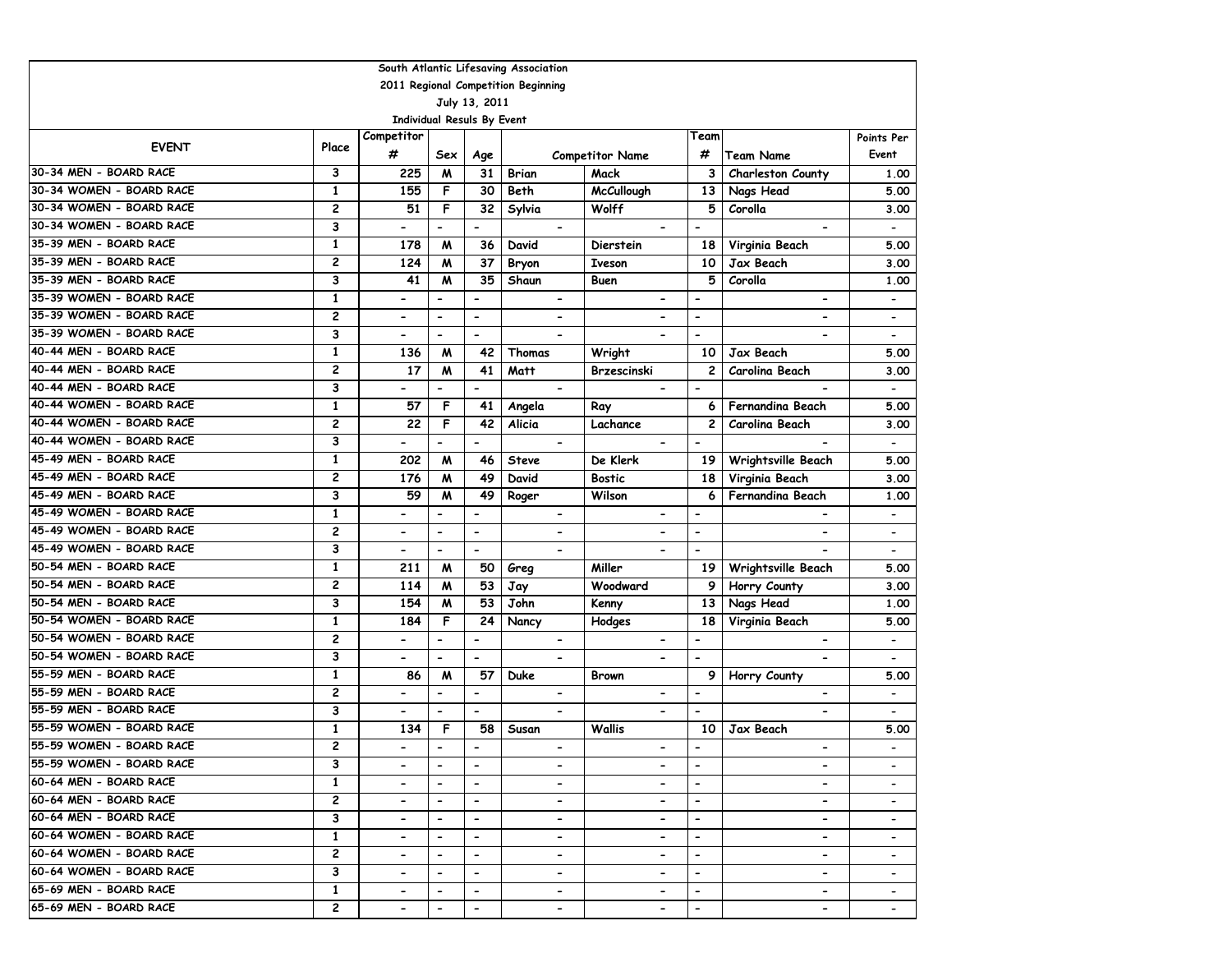South Atlantic Lifesaving Association

2011 Regional Competition Beginning

July 13, 2011

Individual Resuls By Event

| EVENT | Place | Competitor # | Sex | Age | Competitor Name | | Team # | Team Name | Points Per Event |
|---|---|---|---|---|---|---|---|---|---|
| 30-34 MEN - BOARD RACE | 3 | 225 | M | 31 | Brian | Mack | 3 | Charleston County | 1.00 |
| 30-34 WOMEN - BOARD RACE | 1 | 155 | F | 30 | Beth | McCullough | 13 | Nags Head | 5.00 |
| 30-34 WOMEN - BOARD RACE | 2 | 51 | F | 32 | Sylvia | Wolff | 5 | Corolla | 3.00 |
| 30-34 WOMEN - BOARD RACE | 3 | - | - | - | - | - | - | - | - |
| 35-39 MEN - BOARD RACE | 1 | 178 | M | 36 | David | Dierstein | 18 | Virginia Beach | 5.00 |
| 35-39 MEN - BOARD RACE | 2 | 124 | M | 37 | Bryon | Iveson | 10 | Jax Beach | 3.00 |
| 35-39 MEN - BOARD RACE | 3 | 41 | M | 35 | Shaun | Buen | 5 | Corolla | 1.00 |
| 35-39 WOMEN - BOARD RACE | 1 | - | - | - | - | - | - | - | - |
| 35-39 WOMEN - BOARD RACE | 2 | - | - | - | - | - | - | - | - |
| 35-39 WOMEN - BOARD RACE | 3 | - | - | - | - | - | - | - | - |
| 40-44 MEN - BOARD RACE | 1 | 136 | M | 42 | Thomas | Wright | 10 | Jax Beach | 5.00 |
| 40-44 MEN - BOARD RACE | 2 | 17 | M | 41 | Matt | Brzescinski | 2 | Carolina Beach | 3.00 |
| 40-44 MEN - BOARD RACE | 3 | - | - | - | - | - | - | - | - |
| 40-44 WOMEN - BOARD RACE | 1 | 57 | F | 41 | Angela | Ray | 6 | Fernandina Beach | 5.00 |
| 40-44 WOMEN - BOARD RACE | 2 | 22 | F | 42 | Alicia | Lachance | 2 | Carolina Beach | 3.00 |
| 40-44 WOMEN - BOARD RACE | 3 | - | - | - | - | - | - | - | - |
| 45-49 MEN - BOARD RACE | 1 | 202 | M | 46 | Steve | De Klerk | 19 | Wrightsville Beach | 5.00 |
| 45-49 MEN - BOARD RACE | 2 | 176 | M | 49 | David | Bostic | 18 | Virginia Beach | 3.00 |
| 45-49 MEN - BOARD RACE | 3 | 59 | M | 49 | Roger | Wilson | 6 | Fernandina Beach | 1.00 |
| 45-49 WOMEN - BOARD RACE | 1 | - | - | - | - | - | - | - | - |
| 45-49 WOMEN - BOARD RACE | 2 | - | - | - | - | - | - | - | - |
| 45-49 WOMEN - BOARD RACE | 3 | - | - | - | - | - | - | - | - |
| 50-54 MEN - BOARD RACE | 1 | 211 | M | 50 | Greg | Miller | 19 | Wrightsville Beach | 5.00 |
| 50-54 MEN - BOARD RACE | 2 | 114 | M | 53 | Jay | Woodward | 9 | Horry County | 3.00 |
| 50-54 MEN - BOARD RACE | 3 | 154 | M | 53 | John | Kenny | 13 | Nags Head | 1.00 |
| 50-54 WOMEN - BOARD RACE | 1 | 184 | F | 24 | Nancy | Hodges | 18 | Virginia Beach | 5.00 |
| 50-54 WOMEN - BOARD RACE | 2 | - | - | - | - | - | - | - | - |
| 50-54 WOMEN - BOARD RACE | 3 | - | - | - | - | - | - | - | - |
| 55-59 MEN - BOARD RACE | 1 | 86 | M | 57 | Duke | Brown | 9 | Horry County | 5.00 |
| 55-59 MEN - BOARD RACE | 2 | - | - | - | - | - | - | - | - |
| 55-59 MEN - BOARD RACE | 3 | - | - | - | - | - | - | - | - |
| 55-59 WOMEN - BOARD RACE | 1 | 134 | F | 58 | Susan | Wallis | 10 | Jax Beach | 5.00 |
| 55-59 WOMEN - BOARD RACE | 2 | - | - | - | - | - | - | - | - |
| 55-59 WOMEN - BOARD RACE | 3 | - | - | - | - | - | - | - | - |
| 60-64 MEN - BOARD RACE | 1 | - | - | - | - | - | - | - | - |
| 60-64 MEN - BOARD RACE | 2 | - | - | - | - | - | - | - | - |
| 60-64 MEN - BOARD RACE | 3 | - | - | - | - | - | - | - | - |
| 60-64 WOMEN - BOARD RACE | 1 | - | - | - | - | - | - | - | - |
| 60-64 WOMEN - BOARD RACE | 2 | - | - | - | - | - | - | - | - |
| 60-64 WOMEN - BOARD RACE | 3 | - | - | - | - | - | - | - | - |
| 65-69 MEN - BOARD RACE | 1 | - | - | - | - | - | - | - | - |
| 65-69 MEN - BOARD RACE | 2 | - | - | - | - | - | - | - | - |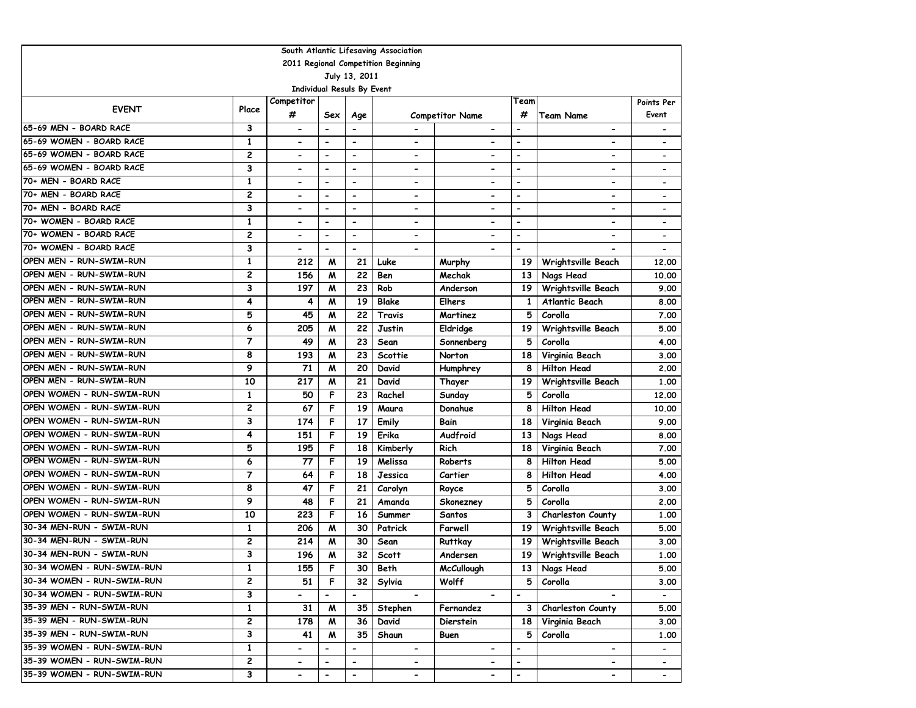South Atlantic Lifesaving Association

2011 Regional Competition Beginning

July 13, 2011

Individual Resuls By Event

| EVENT | Place | Competitor # | Sex | Age | Competitor Name | | Team # | Team Name | Points Per Event |
|---|---|---|---|---|---|---|---|---|---|
| 65-69 MEN - BOARD RACE | 3 | - | - | - | - | - | - | - | - |
| 65-69 WOMEN - BOARD RACE | 1 | - | - | - | - | - | - | - | - |
| 65-69 WOMEN - BOARD RACE | 2 | - | - | - | - | - | - | - | - |
| 65-69 WOMEN - BOARD RACE | 3 | - | - | - | - | - | - | - | - |
| 70+ MEN - BOARD RACE | 1 | - | - | - | - | - | - | - | - |
| 70+ MEN - BOARD RACE | 2 | - | - | - | - | - | - | - | - |
| 70+ MEN - BOARD RACE | 3 | - | - | - | - | - | - | - | - |
| 70+ WOMEN - BOARD RACE | 1 | - | - | - | - | - | - | - | - |
| 70+ WOMEN - BOARD RACE | 2 | - | - | - | - | - | - | - | - |
| 70+ WOMEN - BOARD RACE | 3 | - | - | - | - | - | - | - | - |
| OPEN MEN - RUN-SWIM-RUN | 1 | 212 | M | 21 | Luke | Murphy | 19 | Wrightsville Beach | 12.00 |
| OPEN MEN - RUN-SWIM-RUN | 2 | 156 | M | 22 | Ben | Mechak | 13 | Nags Head | 10.00 |
| OPEN MEN - RUN-SWIM-RUN | 3 | 197 | M | 23 | Rob | Anderson | 19 | Wrightsville Beach | 9.00 |
| OPEN MEN - RUN-SWIM-RUN | 4 | 4 | M | 19 | Blake | Elhers | 1 | Atlantic Beach | 8.00 |
| OPEN MEN - RUN-SWIM-RUN | 5 | 45 | M | 22 | Travis | Martinez | 5 | Corolla | 7.00 |
| OPEN MEN - RUN-SWIM-RUN | 6 | 205 | M | 22 | Justin | Eldridge | 19 | Wrightsville Beach | 5.00 |
| OPEN MEN - RUN-SWIM-RUN | 7 | 49 | M | 23 | Sean | Sonnenberg | 5 | Corolla | 4.00 |
| OPEN MEN - RUN-SWIM-RUN | 8 | 193 | M | 23 | Scottie | Norton | 18 | Virginia Beach | 3.00 |
| OPEN MEN - RUN-SWIM-RUN | 9 | 71 | M | 20 | David | Humphrey | 8 | Hilton Head | 2.00 |
| OPEN MEN - RUN-SWIM-RUN | 10 | 217 | M | 21 | David | Thayer | 19 | Wrightsville Beach | 1.00 |
| OPEN WOMEN - RUN-SWIM-RUN | 1 | 50 | F | 23 | Rachel | Sunday | 5 | Corolla | 12.00 |
| OPEN WOMEN - RUN-SWIM-RUN | 2 | 67 | F | 19 | Maura | Donahue | 8 | Hilton Head | 10.00 |
| OPEN WOMEN - RUN-SWIM-RUN | 3 | 174 | F | 17 | Emily | Bain | 18 | Virginia Beach | 9.00 |
| OPEN WOMEN - RUN-SWIM-RUN | 4 | 151 | F | 19 | Erika | Audfroid | 13 | Nags Head | 8.00 |
| OPEN WOMEN - RUN-SWIM-RUN | 5 | 195 | F | 18 | Kimberly | Rich | 18 | Virginia Beach | 7.00 |
| OPEN WOMEN - RUN-SWIM-RUN | 6 | 77 | F | 19 | Melissa | Roberts | 8 | Hilton Head | 5.00 |
| OPEN WOMEN - RUN-SWIM-RUN | 7 | 64 | F | 18 | Jessica | Cartier | 8 | Hilton Head | 4.00 |
| OPEN WOMEN - RUN-SWIM-RUN | 8 | 47 | F | 21 | Carolyn | Royce | 5 | Corolla | 3.00 |
| OPEN WOMEN - RUN-SWIM-RUN | 9 | 48 | F | 21 | Amanda | Skonezney | 5 | Corolla | 2.00 |
| OPEN WOMEN - RUN-SWIM-RUN | 10 | 223 | F | 16 | Summer | Santos | 3 | Charleston County | 1.00 |
| 30-34 MEN-RUN - SWIM-RUN | 1 | 206 | M | 30 | Patrick | Farwell | 19 | Wrightsville Beach | 5.00 |
| 30-34 MEN-RUN - SWIM-RUN | 2 | 214 | M | 30 | Sean | Ruttkay | 19 | Wrightsville Beach | 3.00 |
| 30-34 MEN-RUN - SWIM-RUN | 3 | 196 | M | 32 | Scott | Andersen | 19 | Wrightsville Beach | 1.00 |
| 30-34 WOMEN - RUN-SWIM-RUN | 1 | 155 | F | 30 | Beth | McCullough | 13 | Nags Head | 5.00 |
| 30-34 WOMEN - RUN-SWIM-RUN | 2 | 51 | F | 32 | Sylvia | Wolff | 5 | Corolla | 3.00 |
| 30-34 WOMEN - RUN-SWIM-RUN | 3 | - | - | - | - | - | - | - | - |
| 35-39 MEN - RUN-SWIM-RUN | 1 | 31 | M | 35 | Stephen | Fernandez | 3 | Charleston County | 5.00 |
| 35-39 MEN - RUN-SWIM-RUN | 2 | 178 | M | 36 | David | Dierstein | 18 | Virginia Beach | 3.00 |
| 35-39 MEN - RUN-SWIM-RUN | 3 | 41 | M | 35 | Shaun | Buen | 5 | Corolla | 1.00 |
| 35-39 WOMEN - RUN-SWIM-RUN | 1 | - | - | - | - | - | - | - | - |
| 35-39 WOMEN - RUN-SWIM-RUN | 2 | - | - | - | - | - | - | - | - |
| 35-39 WOMEN - RUN-SWIM-RUN | 3 | - | - | - | - | - | - | - | - |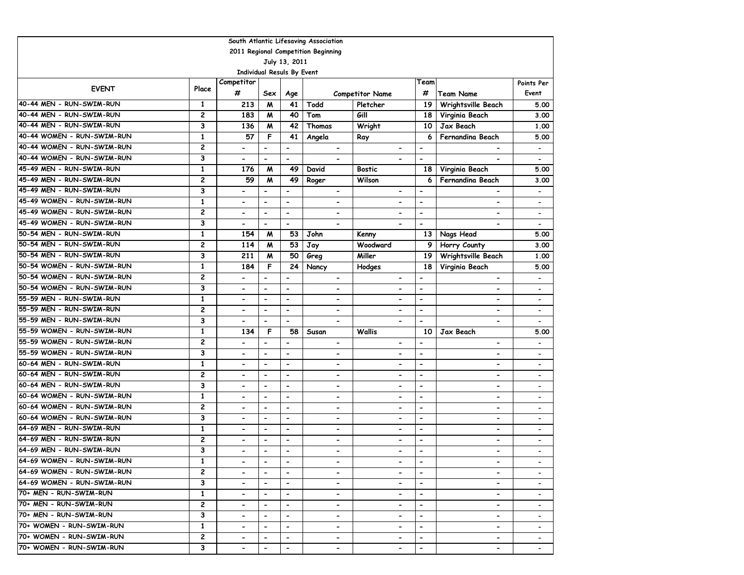South Atlantic Lifesaving Association

2011 Regional Competition Beginning

July 13, 2011

Individual Resuls By Event

| EVENT | Place | Competitor # | Sex | Age | Competitor Name | | Team # | Team Name | Points Per Event |
|---|---|---|---|---|---|---|---|---|---|
| 40-44 MEN - RUN-SWIM-RUN | 1 | 213 | M | 41 | Todd | Pletcher | 19 | Wrightsville Beach | 5.00 |
| 40-44 MEN - RUN-SWIM-RUN | 2 | 183 | M | 40 | Tom | Gill | 18 | Virginia Beach | 3.00 |
| 40-44 MEN - RUN-SWIM-RUN | 3 | 136 | M | 42 | Thomas | Wright | 10 | Jax Beach | 1.00 |
| 40-44 WOMEN - RUN-SWIM-RUN | 1 | 57 | F | 41 | Angela | Ray | 6 | Fernandina Beach | 5.00 |
| 40-44 WOMEN - RUN-SWIM-RUN | 2 | - | - | - | - | - | - | - | - |
| 40-44 WOMEN - RUN-SWIM-RUN | 3 | - | - | - | - | - | - | - | - |
| 45-49 MEN - RUN-SWIM-RUN | 1 | 176 | M | 49 | David | Bostic | 18 | Virginia Beach | 5.00 |
| 45-49 MEN - RUN-SWIM-RUN | 2 | 59 | M | 49 | Roger | Wilson | 6 | Fernandina Beach | 3.00 |
| 45-49 MEN - RUN-SWIM-RUN | 3 | - | - | - | - | - | - | - | - |
| 45-49 WOMEN - RUN-SWIM-RUN | 1 | - | - | - | - | - | - | - | - |
| 45-49 WOMEN - RUN-SWIM-RUN | 2 | - | - | - | - | - | - | - | - |
| 45-49 WOMEN - RUN-SWIM-RUN | 3 | - | - | - | - | - | - | - | - |
| 50-54 MEN - RUN-SWIM-RUN | 1 | 154 | M | 53 | John | Kenny | 13 | Nags Head | 5.00 |
| 50-54 MEN - RUN-SWIM-RUN | 2 | 114 | M | 53 | Jay | Woodward | 9 | Horry County | 3.00 |
| 50-54 MEN - RUN-SWIM-RUN | 3 | 211 | M | 50 | Greg | Miller | 19 | Wrightsville Beach | 1.00 |
| 50-54 WOMEN - RUN-SWIM-RUN | 1 | 184 | F | 24 | Nancy | Hodges | 18 | Virginia Beach | 5.00 |
| 50-54 WOMEN - RUN-SWIM-RUN | 2 | - | - | - | - | - | - | - | - |
| 50-54 WOMEN - RUN-SWIM-RUN | 3 | - | - | - | - | - | - | - | - |
| 55-59 MEN - RUN-SWIM-RUN | 1 | - | - | - | - | - | - | - | - |
| 55-59 MEN - RUN-SWIM-RUN | 2 | - | - | - | - | - | - | - | - |
| 55-59 MEN - RUN-SWIM-RUN | 3 | - | - | - | - | - | - | - | - |
| 55-59 WOMEN - RUN-SWIM-RUN | 1 | 134 | F | 58 | Susan | Wallis | 10 | Jax Beach | 5.00 |
| 55-59 WOMEN - RUN-SWIM-RUN | 2 | - | - | - | - | - | - | - | - |
| 55-59 WOMEN - RUN-SWIM-RUN | 3 | - | - | - | - | - | - | - | - |
| 60-64 MEN - RUN-SWIM-RUN | 1 | - | - | - | - | - | - | - | - |
| 60-64 MEN - RUN-SWIM-RUN | 2 | - | - | - | - | - | - | - | - |
| 60-64 MEN - RUN-SWIM-RUN | 3 | - | - | - | - | - | - | - | - |
| 60-64 WOMEN - RUN-SWIM-RUN | 1 | - | - | - | - | - | - | - | - |
| 60-64 WOMEN - RUN-SWIM-RUN | 2 | - | - | - | - | - | - | - | - |
| 60-64 WOMEN - RUN-SWIM-RUN | 3 | - | - | - | - | - | - | - | - |
| 64-69 MEN - RUN-SWIM-RUN | 1 | - | - | - | - | - | - | - | - |
| 64-69 MEN - RUN-SWIM-RUN | 2 | - | - | - | - | - | - | - | - |
| 64-69 MEN - RUN-SWIM-RUN | 3 | - | - | - | - | - | - | - | - |
| 64-69 WOMEN - RUN-SWIM-RUN | 1 | - | - | - | - | - | - | - | - |
| 64-69 WOMEN - RUN-SWIM-RUN | 2 | - | - | - | - | - | - | - | - |
| 64-69 WOMEN - RUN-SWIM-RUN | 3 | - | - | - | - | - | - | - | - |
| 70+ MEN - RUN-SWIM-RUN | 1 | - | - | - | - | - | - | - | - |
| 70+ MEN - RUN-SWIM-RUN | 2 | - | - | - | - | - | - | - | - |
| 70+ MEN - RUN-SWIM-RUN | 3 | - | - | - | - | - | - | - | - |
| 70+ WOMEN - RUN-SWIM-RUN | 1 | - | - | - | - | - | - | - | - |
| 70+ WOMEN - RUN-SWIM-RUN | 2 | - | - | - | - | - | - | - | - |
| 70+ WOMEN - RUN-SWIM-RUN | 3 | - | - | - | - | - | - | - | - |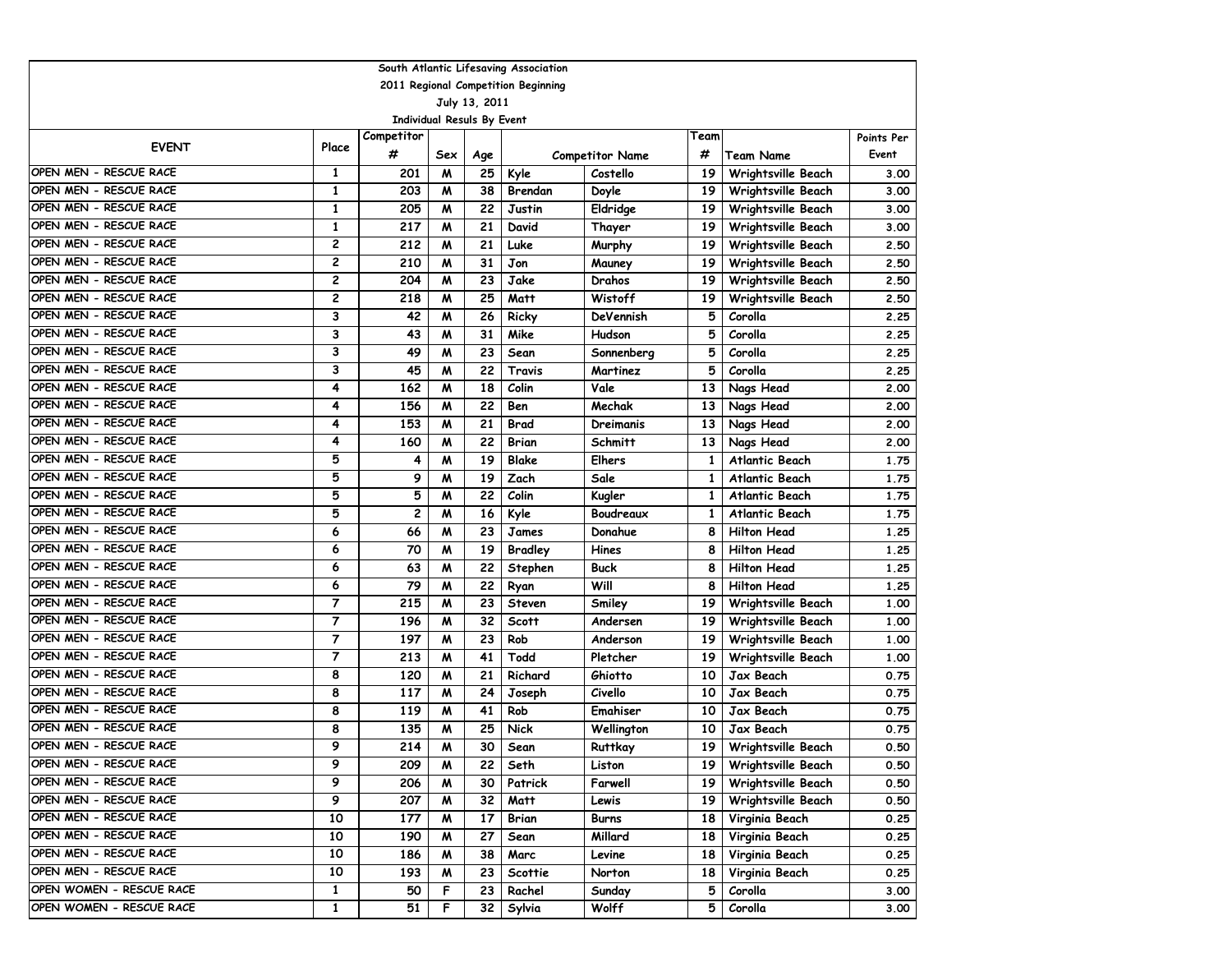South Atlantic Lifesaving Association

2011 Regional Competition Beginning

July 13, 2011

Individual Resuls By Event

| EVENT | Place | Competitor # | Sex | Age | Competitor Name | | Team # | Team Name | Points Per Event |
|---|---|---|---|---|---|---|---|---|---|
| OPEN MEN - RESCUE RACE | 1 | 201 | M | 25 | Kyle | Costello | 19 | Wrightsville Beach | 3.00 |
| OPEN MEN - RESCUE RACE | 1 | 203 | M | 38 | Brendan | Doyle | 19 | Wrightsville Beach | 3.00 |
| OPEN MEN - RESCUE RACE | 1 | 205 | M | 22 | Justin | Eldridge | 19 | Wrightsville Beach | 3.00 |
| OPEN MEN - RESCUE RACE | 1 | 217 | M | 21 | David | Thayer | 19 | Wrightsville Beach | 3.00 |
| OPEN MEN - RESCUE RACE | 2 | 212 | M | 21 | Luke | Murphy | 19 | Wrightsville Beach | 2.50 |
| OPEN MEN - RESCUE RACE | 2 | 210 | M | 31 | Jon | Mauney | 19 | Wrightsville Beach | 2.50 |
| OPEN MEN - RESCUE RACE | 2 | 204 | M | 23 | Jake | Drahos | 19 | Wrightsville Beach | 2.50 |
| OPEN MEN - RESCUE RACE | 2 | 218 | M | 25 | Matt | Wistoff | 19 | Wrightsville Beach | 2.50 |
| OPEN MEN - RESCUE RACE | 3 | 42 | M | 26 | Ricky | DeVennish | 5 | Corolla | 2.25 |
| OPEN MEN - RESCUE RACE | 3 | 43 | M | 31 | Mike | Hudson | 5 | Corolla | 2.25 |
| OPEN MEN - RESCUE RACE | 3 | 49 | M | 23 | Sean | Sonnenberg | 5 | Corolla | 2.25 |
| OPEN MEN - RESCUE RACE | 3 | 45 | M | 22 | Travis | Martinez | 5 | Corolla | 2.25 |
| OPEN MEN - RESCUE RACE | 4 | 162 | M | 18 | Colin | Vale | 13 | Nags Head | 2.00 |
| OPEN MEN - RESCUE RACE | 4 | 156 | M | 22 | Ben | Mechak | 13 | Nags Head | 2.00 |
| OPEN MEN - RESCUE RACE | 4 | 153 | M | 21 | Brad | Dreimanis | 13 | Nags Head | 2.00 |
| OPEN MEN - RESCUE RACE | 4 | 160 | M | 22 | Brian | Schmitt | 13 | Nags Head | 2.00 |
| OPEN MEN - RESCUE RACE | 5 | 4 | M | 19 | Blake | Elhers | 1 | Atlantic Beach | 1.75 |
| OPEN MEN - RESCUE RACE | 5 | 9 | M | 19 | Zach | Sale | 1 | Atlantic Beach | 1.75 |
| OPEN MEN - RESCUE RACE | 5 | 5 | M | 22 | Colin | Kugler | 1 | Atlantic Beach | 1.75 |
| OPEN MEN - RESCUE RACE | 5 | 2 | M | 16 | Kyle | Boudreaux | 1 | Atlantic Beach | 1.75 |
| OPEN MEN - RESCUE RACE | 6 | 66 | M | 23 | James | Donahue | 8 | Hilton Head | 1.25 |
| OPEN MEN - RESCUE RACE | 6 | 70 | M | 19 | Bradley | Hines | 8 | Hilton Head | 1.25 |
| OPEN MEN - RESCUE RACE | 6 | 63 | M | 22 | Stephen | Buck | 8 | Hilton Head | 1.25 |
| OPEN MEN - RESCUE RACE | 6 | 79 | M | 22 | Ryan | Will | 8 | Hilton Head | 1.25 |
| OPEN MEN - RESCUE RACE | 7 | 215 | M | 23 | Steven | Smiley | 19 | Wrightsville Beach | 1.00 |
| OPEN MEN - RESCUE RACE | 7 | 196 | M | 32 | Scott | Andersen | 19 | Wrightsville Beach | 1.00 |
| OPEN MEN - RESCUE RACE | 7 | 197 | M | 23 | Rob | Anderson | 19 | Wrightsville Beach | 1.00 |
| OPEN MEN - RESCUE RACE | 7 | 213 | M | 41 | Todd | Pletcher | 19 | Wrightsville Beach | 1.00 |
| OPEN MEN - RESCUE RACE | 8 | 120 | M | 21 | Richard | Ghiotto | 10 | Jax Beach | 0.75 |
| OPEN MEN - RESCUE RACE | 8 | 117 | M | 24 | Joseph | Civello | 10 | Jax Beach | 0.75 |
| OPEN MEN - RESCUE RACE | 8 | 119 | M | 41 | Rob | Emahiser | 10 | Jax Beach | 0.75 |
| OPEN MEN - RESCUE RACE | 8 | 135 | M | 25 | Nick | Wellington | 10 | Jax Beach | 0.75 |
| OPEN MEN - RESCUE RACE | 9 | 214 | M | 30 | Sean | Ruttkay | 19 | Wrightsville Beach | 0.50 |
| OPEN MEN - RESCUE RACE | 9 | 209 | M | 22 | Seth | Liston | 19 | Wrightsville Beach | 0.50 |
| OPEN MEN - RESCUE RACE | 9 | 206 | M | 30 | Patrick | Farwell | 19 | Wrightsville Beach | 0.50 |
| OPEN MEN - RESCUE RACE | 9 | 207 | M | 32 | Matt | Lewis | 19 | Wrightsville Beach | 0.50 |
| OPEN MEN - RESCUE RACE | 10 | 177 | M | 17 | Brian | Burns | 18 | Virginia Beach | 0.25 |
| OPEN MEN - RESCUE RACE | 10 | 190 | M | 27 | Sean | Millard | 18 | Virginia Beach | 0.25 |
| OPEN MEN - RESCUE RACE | 10 | 186 | M | 38 | Marc | Levine | 18 | Virginia Beach | 0.25 |
| OPEN MEN - RESCUE RACE | 10 | 193 | M | 23 | Scottie | Norton | 18 | Virginia Beach | 0.25 |
| OPEN WOMEN - RESCUE RACE | 1 | 50 | F | 23 | Rachel | Sunday | 5 | Corolla | 3.00 |
| OPEN WOMEN - RESCUE RACE | 1 | 51 | F | 32 | Sylvia | Wolff | 5 | Corolla | 3.00 |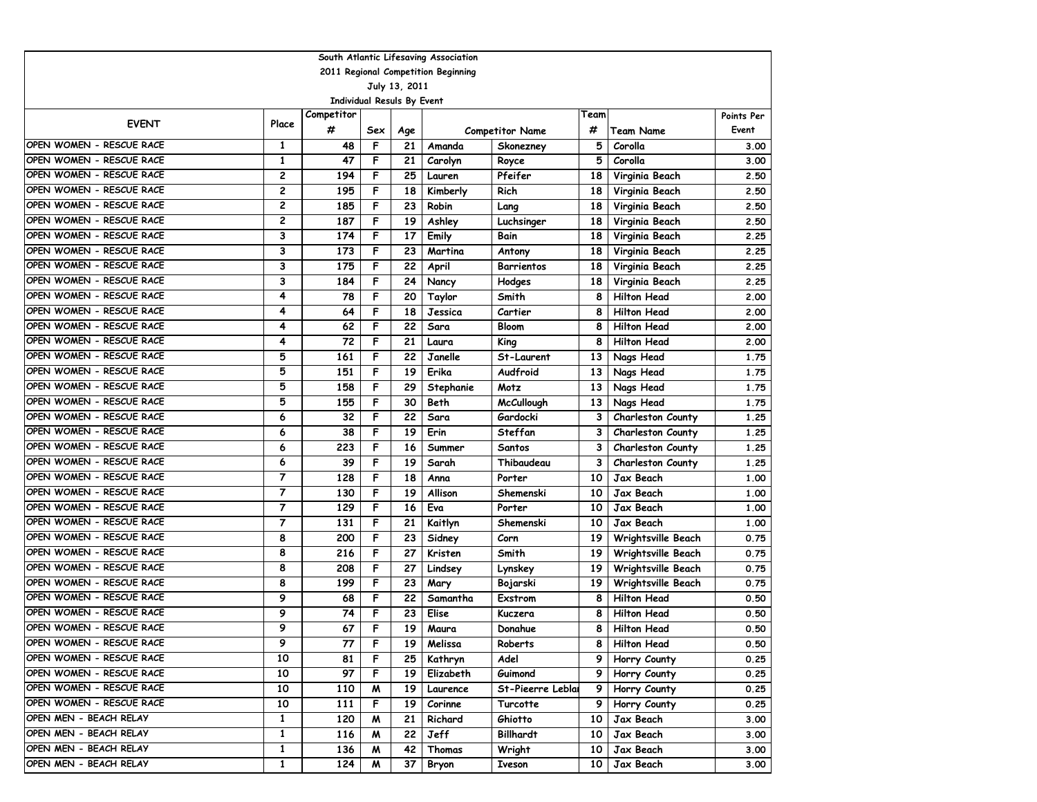South Atlantic Lifesaving Association

2011 Regional Competition Beginning

July 13, 2011

Individual Resuls By Event

| EVENT | Place | Competitor # | Sex | Age | Competitor Name | | Team # | Team Name | Points Per Event |
|---|---|---|---|---|---|---|---|---|---|
| OPEN WOMEN - RESCUE RACE | 1 | 48 | F | 21 | Amanda | Skonezney | 5 | Corolla | 3.00 |
| OPEN WOMEN - RESCUE RACE | 1 | 47 | F | 21 | Carolyn | Royce | 5 | Corolla | 3.00 |
| OPEN WOMEN - RESCUE RACE | 2 | 194 | F | 25 | Lauren | Pfeifer | 18 | Virginia Beach | 2.50 |
| OPEN WOMEN - RESCUE RACE | 2 | 195 | F | 18 | Kimberly | Rich | 18 | Virginia Beach | 2.50 |
| OPEN WOMEN - RESCUE RACE | 2 | 185 | F | 23 | Robin | Lang | 18 | Virginia Beach | 2.50 |
| OPEN WOMEN - RESCUE RACE | 2 | 187 | F | 19 | Ashley | Luchsinger | 18 | Virginia Beach | 2.50 |
| OPEN WOMEN - RESCUE RACE | 3 | 174 | F | 17 | Emily | Bain | 18 | Virginia Beach | 2.25 |
| OPEN WOMEN - RESCUE RACE | 3 | 173 | F | 23 | Martina | Antony | 18 | Virginia Beach | 2.25 |
| OPEN WOMEN - RESCUE RACE | 3 | 175 | F | 22 | April | Barrientos | 18 | Virginia Beach | 2.25 |
| OPEN WOMEN - RESCUE RACE | 3 | 184 | F | 24 | Nancy | Hodges | 18 | Virginia Beach | 2.25 |
| OPEN WOMEN - RESCUE RACE | 4 | 78 | F | 20 | Taylor | Smith | 8 | Hilton Head | 2.00 |
| OPEN WOMEN - RESCUE RACE | 4 | 64 | F | 18 | Jessica | Cartier | 8 | Hilton Head | 2.00 |
| OPEN WOMEN - RESCUE RACE | 4 | 62 | F | 22 | Sara | Bloom | 8 | Hilton Head | 2.00 |
| OPEN WOMEN - RESCUE RACE | 4 | 72 | F | 21 | Laura | King | 8 | Hilton Head | 2.00 |
| OPEN WOMEN - RESCUE RACE | 5 | 161 | F | 22 | Janelle | St-Laurent | 13 | Nags Head | 1.75 |
| OPEN WOMEN - RESCUE RACE | 5 | 151 | F | 19 | Erika | Audfroid | 13 | Nags Head | 1.75 |
| OPEN WOMEN - RESCUE RACE | 5 | 158 | F | 29 | Stephanie | Motz | 13 | Nags Head | 1.75 |
| OPEN WOMEN - RESCUE RACE | 5 | 155 | F | 30 | Beth | McCullough | 13 | Nags Head | 1.75 |
| OPEN WOMEN - RESCUE RACE | 6 | 32 | F | 22 | Sara | Gardocki | 3 | Charleston County | 1.25 |
| OPEN WOMEN - RESCUE RACE | 6 | 38 | F | 19 | Erin | Steffan | 3 | Charleston County | 1.25 |
| OPEN WOMEN - RESCUE RACE | 6 | 223 | F | 16 | Summer | Santos | 3 | Charleston County | 1.25 |
| OPEN WOMEN - RESCUE RACE | 6 | 39 | F | 19 | Sarah | Thibaudeau | 3 | Charleston County | 1.25 |
| OPEN WOMEN - RESCUE RACE | 7 | 128 | F | 18 | Anna | Porter | 10 | Jax Beach | 1.00 |
| OPEN WOMEN - RESCUE RACE | 7 | 130 | F | 19 | Allison | Shemenski | 10 | Jax Beach | 1.00 |
| OPEN WOMEN - RESCUE RACE | 7 | 129 | F | 16 | Eva | Porter | 10 | Jax Beach | 1.00 |
| OPEN WOMEN - RESCUE RACE | 7 | 131 | F | 21 | Kaitlyn | Shemenski | 10 | Jax Beach | 1.00 |
| OPEN WOMEN - RESCUE RACE | 8 | 200 | F | 23 | Sidney | Corn | 19 | Wrightsville Beach | 0.75 |
| OPEN WOMEN - RESCUE RACE | 8 | 216 | F | 27 | Kristen | Smith | 19 | Wrightsville Beach | 0.75 |
| OPEN WOMEN - RESCUE RACE | 8 | 208 | F | 27 | Lindsey | Lynskey | 19 | Wrightsville Beach | 0.75 |
| OPEN WOMEN - RESCUE RACE | 8 | 199 | F | 23 | Mary | Bojarski | 19 | Wrightsville Beach | 0.75 |
| OPEN WOMEN - RESCUE RACE | 9 | 68 | F | 22 | Samantha | Exstrom | 8 | Hilton Head | 0.50 |
| OPEN WOMEN - RESCUE RACE | 9 | 74 | F | 23 | Elise | Kuczera | 8 | Hilton Head | 0.50 |
| OPEN WOMEN - RESCUE RACE | 9 | 67 | F | 19 | Maura | Donahue | 8 | Hilton Head | 0.50 |
| OPEN WOMEN - RESCUE RACE | 9 | 77 | F | 19 | Melissa | Roberts | 8 | Hilton Head | 0.50 |
| OPEN WOMEN - RESCUE RACE | 10 | 81 | F | 25 | Kathryn | Adel | 9 | Horry County | 0.25 |
| OPEN WOMEN - RESCUE RACE | 10 | 97 | F | 19 | Elizabeth | Guimond | 9 | Horry County | 0.25 |
| OPEN WOMEN - RESCUE RACE | 10 | 110 | M | 19 | Laurence | St-Pieerre Leblai | 9 | Horry County | 0.25 |
| OPEN WOMEN - RESCUE RACE | 10 | 111 | F | 19 | Corinne | Turcotte | 9 | Horry County | 0.25 |
| OPEN MEN - BEACH RELAY | 1 | 120 | M | 21 | Richard | Ghiotto | 10 | Jax Beach | 3.00 |
| OPEN MEN - BEACH RELAY | 1 | 116 | M | 22 | Jeff | Billhardt | 10 | Jax Beach | 3.00 |
| OPEN MEN - BEACH RELAY | 1 | 136 | M | 42 | Thomas | Wright | 10 | Jax Beach | 3.00 |
| OPEN MEN - BEACH RELAY | 1 | 124 | M | 37 | Bryon | Iveson | 10 | Jax Beach | 3.00 |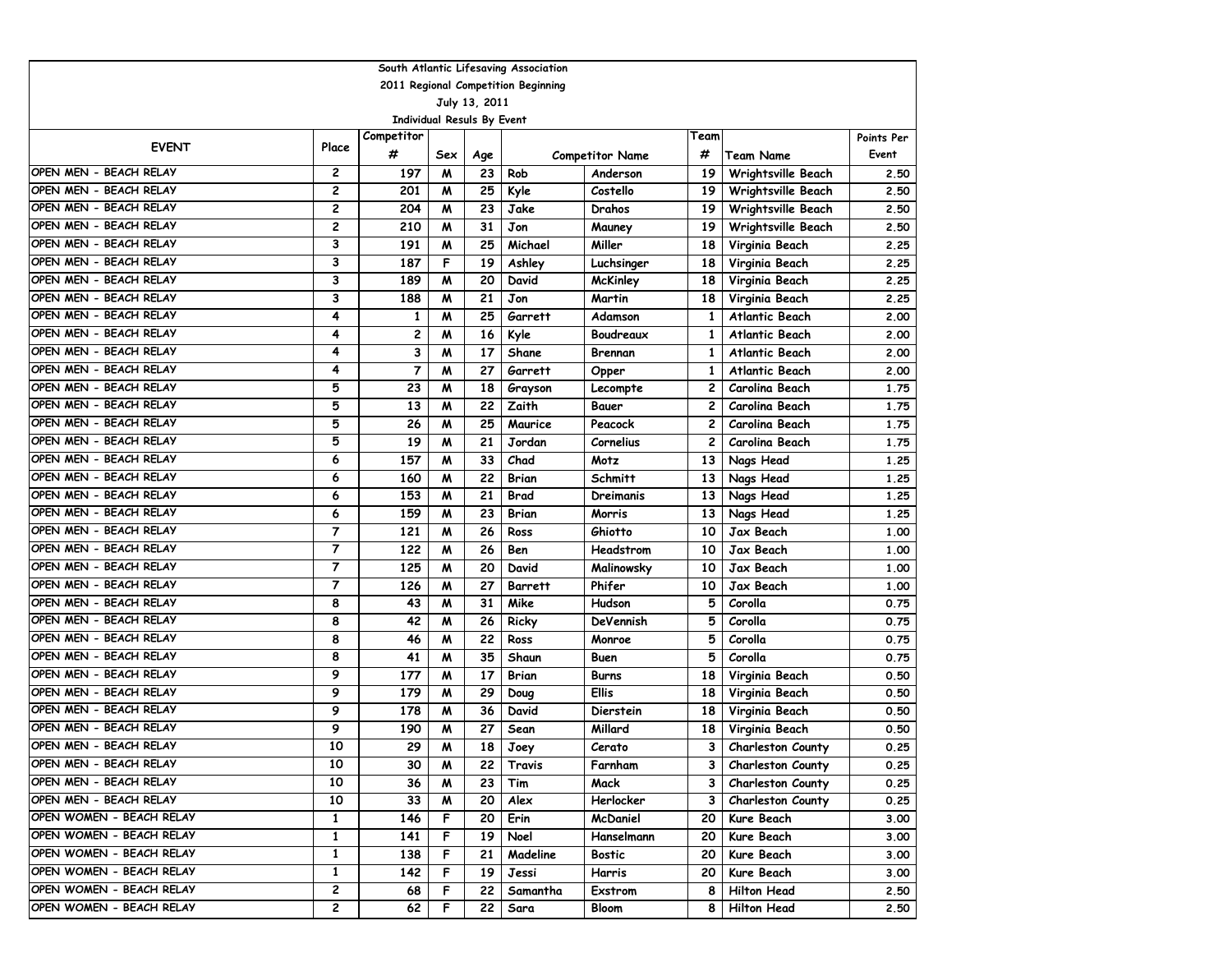South Atlantic Lifesaving Association

2011 Regional Competition Beginning

July 13, 2011

Individual Resuls By Event

| EVENT | Place | Competitor # | Sex | Age | Competitor Name | | Team # | Team Name | Points Per Event |
|---|---|---|---|---|---|---|---|---|---|
| OPEN MEN - BEACH RELAY | 2 | 197 | M | 23 | Rob | Anderson | 19 | Wrightsville Beach | 2.50 |
| OPEN MEN - BEACH RELAY | 2 | 201 | M | 25 | Kyle | Costello | 19 | Wrightsville Beach | 2.50 |
| OPEN MEN - BEACH RELAY | 2 | 204 | M | 23 | Jake | Drahos | 19 | Wrightsville Beach | 2.50 |
| OPEN MEN - BEACH RELAY | 2 | 210 | M | 31 | Jon | Mauney | 19 | Wrightsville Beach | 2.50 |
| OPEN MEN - BEACH RELAY | 3 | 191 | M | 25 | Michael | Miller | 18 | Virginia Beach | 2.25 |
| OPEN MEN - BEACH RELAY | 3 | 187 | F | 19 | Ashley | Luchsinger | 18 | Virginia Beach | 2.25 |
| OPEN MEN - BEACH RELAY | 3 | 189 | M | 20 | David | McKinley | 18 | Virginia Beach | 2.25 |
| OPEN MEN - BEACH RELAY | 3 | 188 | M | 21 | Jon | Martin | 18 | Virginia Beach | 2.25 |
| OPEN MEN - BEACH RELAY | 4 | 1 | M | 25 | Garrett | Adamson | 1 | Atlantic Beach | 2.00 |
| OPEN MEN - BEACH RELAY | 4 | 2 | M | 16 | Kyle | Boudreaux | 1 | Atlantic Beach | 2.00 |
| OPEN MEN - BEACH RELAY | 4 | 3 | M | 17 | Shane | Brennan | 1 | Atlantic Beach | 2.00 |
| OPEN MEN - BEACH RELAY | 4 | 7 | M | 27 | Garrett | Opper | 1 | Atlantic Beach | 2.00 |
| OPEN MEN - BEACH RELAY | 5 | 23 | M | 18 | Grayson | Lecompte | 2 | Carolina Beach | 1.75 |
| OPEN MEN - BEACH RELAY | 5 | 13 | M | 22 | Zaith | Bauer | 2 | Carolina Beach | 1.75 |
| OPEN MEN - BEACH RELAY | 5 | 26 | M | 25 | Maurice | Peacock | 2 | Carolina Beach | 1.75 |
| OPEN MEN - BEACH RELAY | 5 | 19 | M | 21 | Jordan | Cornelius | 2 | Carolina Beach | 1.75 |
| OPEN MEN - BEACH RELAY | 6 | 157 | M | 33 | Chad | Motz | 13 | Nags Head | 1.25 |
| OPEN MEN - BEACH RELAY | 6 | 160 | M | 22 | Brian | Schmitt | 13 | Nags Head | 1.25 |
| OPEN MEN - BEACH RELAY | 6 | 153 | M | 21 | Brad | Dreimanis | 13 | Nags Head | 1.25 |
| OPEN MEN - BEACH RELAY | 6 | 159 | M | 23 | Brian | Morris | 13 | Nags Head | 1.25 |
| OPEN MEN - BEACH RELAY | 7 | 121 | M | 26 | Ross | Ghiotto | 10 | Jax Beach | 1.00 |
| OPEN MEN - BEACH RELAY | 7 | 122 | M | 26 | Ben | Headstrom | 10 | Jax Beach | 1.00 |
| OPEN MEN - BEACH RELAY | 7 | 125 | M | 20 | David | Malinowsky | 10 | Jax Beach | 1.00 |
| OPEN MEN - BEACH RELAY | 7 | 126 | M | 27 | Barrett | Phifer | 10 | Jax Beach | 1.00 |
| OPEN MEN - BEACH RELAY | 8 | 43 | M | 31 | Mike | Hudson | 5 | Corolla | 0.75 |
| OPEN MEN - BEACH RELAY | 8 | 42 | M | 26 | Ricky | DeVennish | 5 | Corolla | 0.75 |
| OPEN MEN - BEACH RELAY | 8 | 46 | M | 22 | Ross | Monroe | 5 | Corolla | 0.75 |
| OPEN MEN - BEACH RELAY | 8 | 41 | M | 35 | Shaun | Buen | 5 | Corolla | 0.75 |
| OPEN MEN - BEACH RELAY | 9 | 177 | M | 17 | Brian | Burns | 18 | Virginia Beach | 0.50 |
| OPEN MEN - BEACH RELAY | 9 | 179 | M | 29 | Doug | Ellis | 18 | Virginia Beach | 0.50 |
| OPEN MEN - BEACH RELAY | 9 | 178 | M | 36 | David | Dierstein | 18 | Virginia Beach | 0.50 |
| OPEN MEN - BEACH RELAY | 9 | 190 | M | 27 | Sean | Millard | 18 | Virginia Beach | 0.50 |
| OPEN MEN - BEACH RELAY | 10 | 29 | M | 18 | Joey | Cerato | 3 | Charleston County | 0.25 |
| OPEN MEN - BEACH RELAY | 10 | 30 | M | 22 | Travis | Farnham | 3 | Charleston County | 0.25 |
| OPEN MEN - BEACH RELAY | 10 | 36 | M | 23 | Tim | Mack | 3 | Charleston County | 0.25 |
| OPEN MEN - BEACH RELAY | 10 | 33 | M | 20 | Alex | Herlocker | 3 | Charleston County | 0.25 |
| OPEN WOMEN - BEACH RELAY | 1 | 146 | F | 20 | Erin | McDaniel | 20 | Kure Beach | 3.00 |
| OPEN WOMEN - BEACH RELAY | 1 | 141 | F | 19 | Noel | Hanselmann | 20 | Kure Beach | 3.00 |
| OPEN WOMEN - BEACH RELAY | 1 | 138 | F | 21 | Madeline | Bostic | 20 | Kure Beach | 3.00 |
| OPEN WOMEN - BEACH RELAY | 1 | 142 | F | 19 | Jessi | Harris | 20 | Kure Beach | 3.00 |
| OPEN WOMEN - BEACH RELAY | 2 | 68 | F | 22 | Samantha | Exstrom | 8 | Hilton Head | 2.50 |
| OPEN WOMEN - BEACH RELAY | 2 | 62 | F | 22 | Sara | Bloom | 8 | Hilton Head | 2.50 |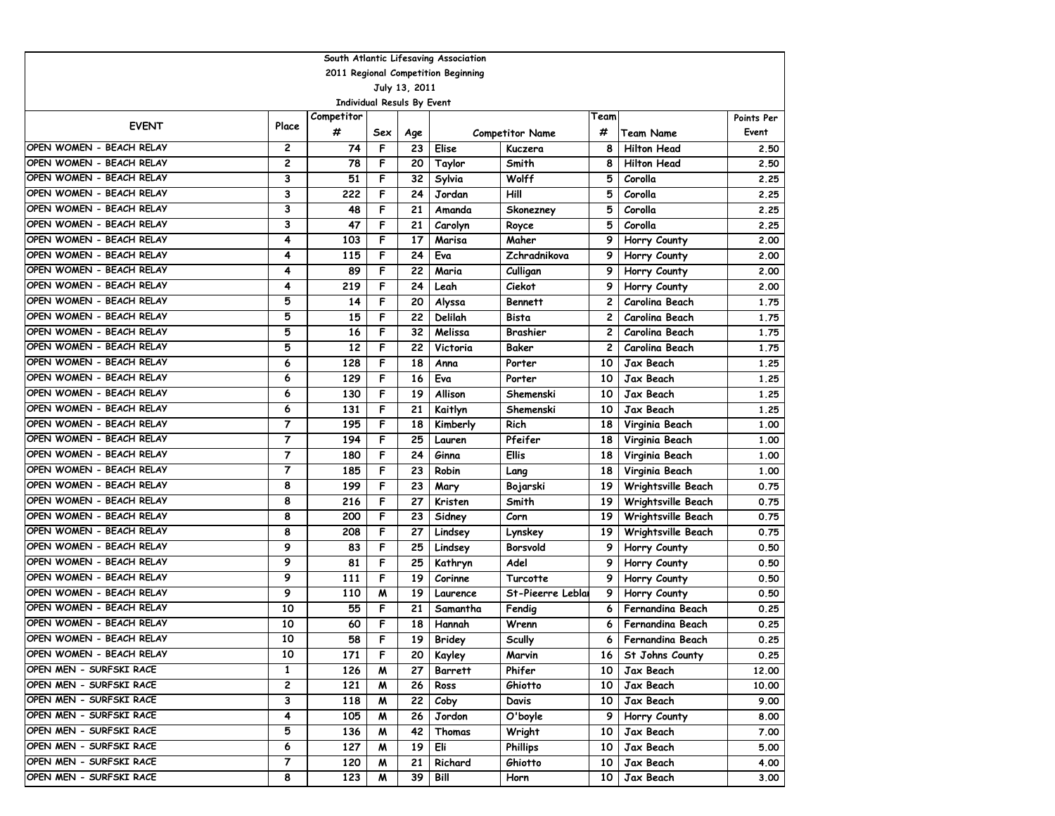South Atlantic Lifesaving Association

2011 Regional Competition Beginning

July 13, 2011

Individual Resuls By Event

| EVENT | Place | Competitor # | Sex | Age | Competitor Name | | Team # | Team Name | Points Per Event |
|---|---|---|---|---|---|---|---|---|---|
| OPEN WOMEN - BEACH RELAY | 2 | 74 | F | 23 | Elise | Kuczera | 8 | Hilton Head | 2.50 |
| OPEN WOMEN - BEACH RELAY | 2 | 78 | F | 20 | Taylor | Smith | 8 | Hilton Head | 2.50 |
| OPEN WOMEN - BEACH RELAY | 3 | 51 | F | 32 | Sylvia | Wolff | 5 | Corolla | 2.25 |
| OPEN WOMEN - BEACH RELAY | 3 | 222 | F | 24 | Jordan | Hill | 5 | Corolla | 2.25 |
| OPEN WOMEN - BEACH RELAY | 3 | 48 | F | 21 | Amanda | Skonezney | 5 | Corolla | 2.25 |
| OPEN WOMEN - BEACH RELAY | 3 | 47 | F | 21 | Carolyn | Royce | 5 | Corolla | 2.25 |
| OPEN WOMEN - BEACH RELAY | 4 | 103 | F | 17 | Marisa | Maher | 9 | Horry County | 2.00 |
| OPEN WOMEN - BEACH RELAY | 4 | 115 | F | 24 | Eva | Zchradnikova | 9 | Horry County | 2.00 |
| OPEN WOMEN - BEACH RELAY | 4 | 89 | F | 22 | Maria | Culligan | 9 | Horry County | 2.00 |
| OPEN WOMEN - BEACH RELAY | 4 | 219 | F | 24 | Leah | Ciekot | 9 | Horry County | 2.00 |
| OPEN WOMEN - BEACH RELAY | 5 | 14 | F | 20 | Alyssa | Bennett | 2 | Carolina Beach | 1.75 |
| OPEN WOMEN - BEACH RELAY | 5 | 15 | F | 22 | Delilah | Bista | 2 | Carolina Beach | 1.75 |
| OPEN WOMEN - BEACH RELAY | 5 | 16 | F | 32 | Melissa | Brashier | 2 | Carolina Beach | 1.75 |
| OPEN WOMEN - BEACH RELAY | 5 | 12 | F | 22 | Victoria | Baker | 2 | Carolina Beach | 1.75 |
| OPEN WOMEN - BEACH RELAY | 6 | 128 | F | 18 | Anna | Porter | 10 | Jax Beach | 1.25 |
| OPEN WOMEN - BEACH RELAY | 6 | 129 | F | 16 | Eva | Porter | 10 | Jax Beach | 1.25 |
| OPEN WOMEN - BEACH RELAY | 6 | 130 | F | 19 | Allison | Shemenski | 10 | Jax Beach | 1.25 |
| OPEN WOMEN - BEACH RELAY | 6 | 131 | F | 21 | Kaitlyn | Shemenski | 10 | Jax Beach | 1.25 |
| OPEN WOMEN - BEACH RELAY | 7 | 195 | F | 18 | Kimberly | Rich | 18 | Virginia Beach | 1.00 |
| OPEN WOMEN - BEACH RELAY | 7 | 194 | F | 25 | Lauren | Pfeifer | 18 | Virginia Beach | 1.00 |
| OPEN WOMEN - BEACH RELAY | 7 | 180 | F | 24 | Ginna | Ellis | 18 | Virginia Beach | 1.00 |
| OPEN WOMEN - BEACH RELAY | 7 | 185 | F | 23 | Robin | Lang | 18 | Virginia Beach | 1.00 |
| OPEN WOMEN - BEACH RELAY | 8 | 199 | F | 23 | Mary | Bojarski | 19 | Wrightsville Beach | 0.75 |
| OPEN WOMEN - BEACH RELAY | 8 | 216 | F | 27 | Kristen | Smith | 19 | Wrightsville Beach | 0.75 |
| OPEN WOMEN - BEACH RELAY | 8 | 200 | F | 23 | Sidney | Corn | 19 | Wrightsville Beach | 0.75 |
| OPEN WOMEN - BEACH RELAY | 8 | 208 | F | 27 | Lindsey | Lynskey | 19 | Wrightsville Beach | 0.75 |
| OPEN WOMEN - BEACH RELAY | 9 | 83 | F | 25 | Lindsey | Borsvold | 9 | Horry County | 0.50 |
| OPEN WOMEN - BEACH RELAY | 9 | 81 | F | 25 | Kathryn | Adel | 9 | Horry County | 0.50 |
| OPEN WOMEN - BEACH RELAY | 9 | 111 | F | 19 | Corinne | Turcotte | 9 | Horry County | 0.50 |
| OPEN WOMEN - BEACH RELAY | 9 | 110 | M | 19 | Laurence | St-Pierre Leblai | 9 | Horry County | 0.50 |
| OPEN WOMEN - BEACH RELAY | 10 | 55 | F | 21 | Samantha | Fendig | 6 | Fernandina Beach | 0.25 |
| OPEN WOMEN - BEACH RELAY | 10 | 60 | F | 18 | Hannah | Wrenn | 6 | Fernandina Beach | 0.25 |
| OPEN WOMEN - BEACH RELAY | 10 | 58 | F | 19 | Bridey | Scully | 6 | Fernandina Beach | 0.25 |
| OPEN WOMEN - BEACH RELAY | 10 | 171 | F | 20 | Kayley | Marvin | 16 | St Johns County | 0.25 |
| OPEN MEN - SURFSKI RACE | 1 | 126 | M | 27 | Barrett | Phifer | 10 | Jax Beach | 12.00 |
| OPEN MEN - SURFSKI RACE | 2 | 121 | M | 26 | Ross | Ghiotto | 10 | Jax Beach | 10.00 |
| OPEN MEN - SURFSKI RACE | 3 | 118 | M | 22 | Coby | Davis | 10 | Jax Beach | 9.00 |
| OPEN MEN - SURFSKI RACE | 4 | 105 | M | 26 | Jordon | O'boyle | 9 | Horry County | 8.00 |
| OPEN MEN - SURFSKI RACE | 5 | 136 | M | 42 | Thomas | Wright | 10 | Jax Beach | 7.00 |
| OPEN MEN - SURFSKI RACE | 6 | 127 | M | 19 | Eli | Phillips | 10 | Jax Beach | 5.00 |
| OPEN MEN - SURFSKI RACE | 7 | 120 | M | 21 | Richard | Ghiotto | 10 | Jax Beach | 4.00 |
| OPEN MEN - SURFSKI RACE | 8 | 123 | M | 39 | Bill | Horn | 10 | Jax Beach | 3.00 |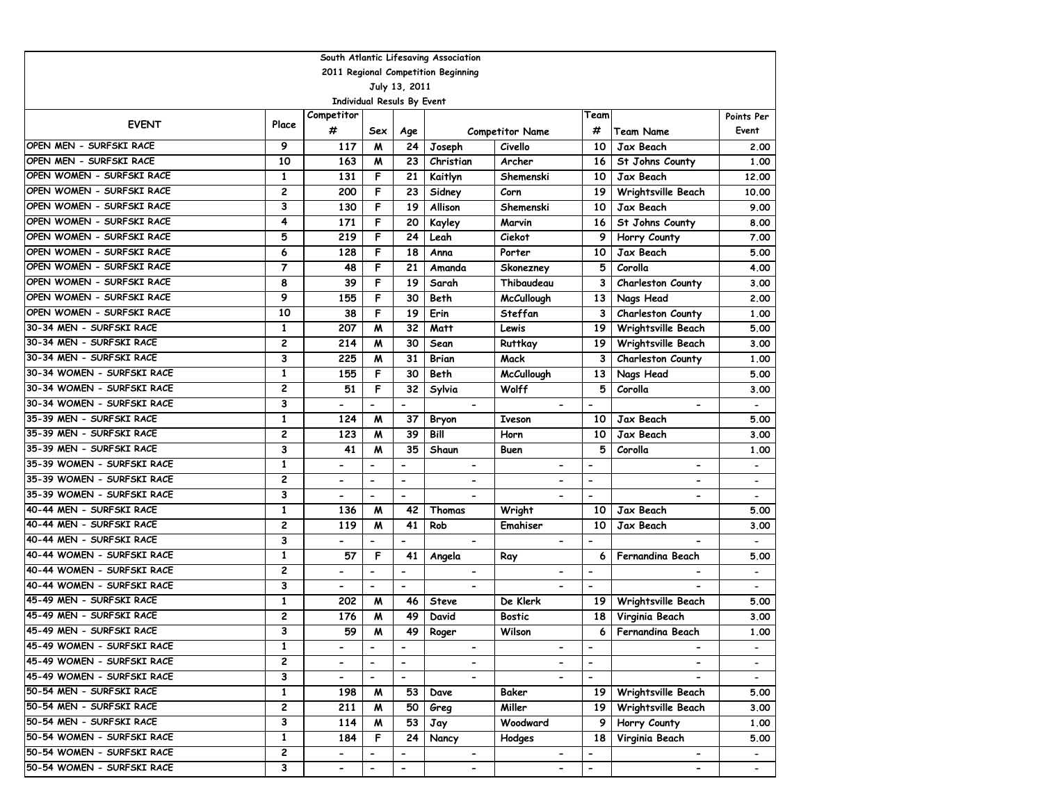South Atlantic Lifesaving Association

2011 Regional Competition Beginning

July 13, 2011

Individual Resuls By Event

| EVENT | Place | Competitor # | Sex | Age | Competitor Name | | Team # | Team Name | Points Per Event |
|---|---|---|---|---|---|---|---|---|---|
| OPEN MEN - SURFSKI RACE | 9 | 117 | M | 24 | Joseph | Civello | 10 | Jax Beach | 2.00 |
| OPEN MEN - SURFSKI RACE | 10 | 163 | M | 23 | Christian | Archer | 16 | St Johns County | 1.00 |
| OPEN WOMEN - SURFSKI RACE | 1 | 131 | F | 21 | Kaitlyn | Shemenski | 10 | Jax Beach | 12.00 |
| OPEN WOMEN - SURFSKI RACE | 2 | 200 | F | 23 | Sidney | Corn | 19 | Wrightsville Beach | 10.00 |
| OPEN WOMEN - SURFSKI RACE | 3 | 130 | F | 19 | Allison | Shemenski | 10 | Jax Beach | 9.00 |
| OPEN WOMEN - SURFSKI RACE | 4 | 171 | F | 20 | Kayley | Marvin | 16 | St Johns County | 8.00 |
| OPEN WOMEN - SURFSKI RACE | 5 | 219 | F | 24 | Leah | Ciekot | 9 | Horry County | 7.00 |
| OPEN WOMEN - SURFSKI RACE | 6 | 128 | F | 18 | Anna | Porter | 10 | Jax Beach | 5.00 |
| OPEN WOMEN - SURFSKI RACE | 7 | 48 | F | 21 | Amanda | Skonezney | 5 | Corolla | 4.00 |
| OPEN WOMEN - SURFSKI RACE | 8 | 39 | F | 19 | Sarah | Thibaudeau | 3 | Charleston County | 3.00 |
| OPEN WOMEN - SURFSKI RACE | 9 | 155 | F | 30 | Beth | McCullough | 13 | Nags Head | 2.00 |
| OPEN WOMEN - SURFSKI RACE | 10 | 38 | F | 19 | Erin | Steffan | 3 | Charleston County | 1.00 |
| 30-34 MEN - SURFSKI RACE | 1 | 207 | M | 32 | Matt | Lewis | 19 | Wrightsville Beach | 5.00 |
| 30-34 MEN - SURFSKI RACE | 2 | 214 | M | 30 | Sean | Ruttkay | 19 | Wrightsville Beach | 3.00 |
| 30-34 MEN - SURFSKI RACE | 3 | 225 | M | 31 | Brian | Mack | 3 | Charleston County | 1.00 |
| 30-34 WOMEN - SURFSKI RACE | 1 | 155 | F | 30 | Beth | McCullough | 13 | Nags Head | 5.00 |
| 30-34 WOMEN - SURFSKI RACE | 2 | 51 | F | 32 | Sylvia | Wolff | 5 | Corolla | 3.00 |
| 30-34 WOMEN - SURFSKI RACE | 3 | - | - | - | - | - | - | - | - |
| 35-39 MEN - SURFSKI RACE | 1 | 124 | M | 37 | Bryon | Iveson | 10 | Jax Beach | 5.00 |
| 35-39 MEN - SURFSKI RACE | 2 | 123 | M | 39 | Bill | Horn | 10 | Jax Beach | 3.00 |
| 35-39 MEN - SURFSKI RACE | 3 | 41 | M | 35 | Shaun | Buen | 5 | Corolla | 1.00 |
| 35-39 WOMEN - SURFSKI RACE | 1 | - | - | - | - | - | - | - | - |
| 35-39 WOMEN - SURFSKI RACE | 2 | - | - | - | - | - | - | - | - |
| 35-39 WOMEN - SURFSKI RACE | 3 | - | - | - | - | - | - | - | - |
| 40-44 MEN - SURFSKI RACE | 1 | 136 | M | 42 | Thomas | Wright | 10 | Jax Beach | 5.00 |
| 40-44 MEN - SURFSKI RACE | 2 | 119 | M | 41 | Rob | Emahiser | 10 | Jax Beach | 3.00 |
| 40-44 MEN - SURFSKI RACE | 3 | - | - | - | - | - | - | - | - |
| 40-44 WOMEN - SURFSKI RACE | 1 | 57 | F | 41 | Angela | Ray | 6 | Fernandina Beach | 5.00 |
| 40-44 WOMEN - SURFSKI RACE | 2 | - | - | - | - | - | - | - | - |
| 40-44 WOMEN - SURFSKI RACE | 3 | - | - | - | - | - | - | - | - |
| 45-49 MEN - SURFSKI RACE | 1 | 202 | M | 46 | Steve | De Klerk | 19 | Wrightsville Beach | 5.00 |
| 45-49 MEN - SURFSKI RACE | 2 | 176 | M | 49 | David | Bostic | 18 | Virginia Beach | 3.00 |
| 45-49 MEN - SURFSKI RACE | 3 | 59 | M | 49 | Roger | Wilson | 6 | Fernandina Beach | 1.00 |
| 45-49 WOMEN - SURFSKI RACE | 1 | - | - | - | - | - | - | - | - |
| 45-49 WOMEN - SURFSKI RACE | 2 | - | - | - | - | - | - | - | - |
| 45-49 WOMEN - SURFSKI RACE | 3 | - | - | - | - | - | - | - | - |
| 50-54 MEN - SURFSKI RACE | 1 | 198 | M | 53 | Dave | Baker | 19 | Wrightsville Beach | 5.00 |
| 50-54 MEN - SURFSKI RACE | 2 | 211 | M | 50 | Greg | Miller | 19 | Wrightsville Beach | 3.00 |
| 50-54 MEN - SURFSKI RACE | 3 | 114 | M | 53 | Jay | Woodward | 9 | Horry County | 1.00 |
| 50-54 WOMEN - SURFSKI RACE | 1 | 184 | F | 24 | Nancy | Hodges | 18 | Virginia Beach | 5.00 |
| 50-54 WOMEN - SURFSKI RACE | 2 | - | - | - | - | - | - | - | - |
| 50-54 WOMEN - SURFSKI RACE | 3 | - | - | - | - | - | - | - | - |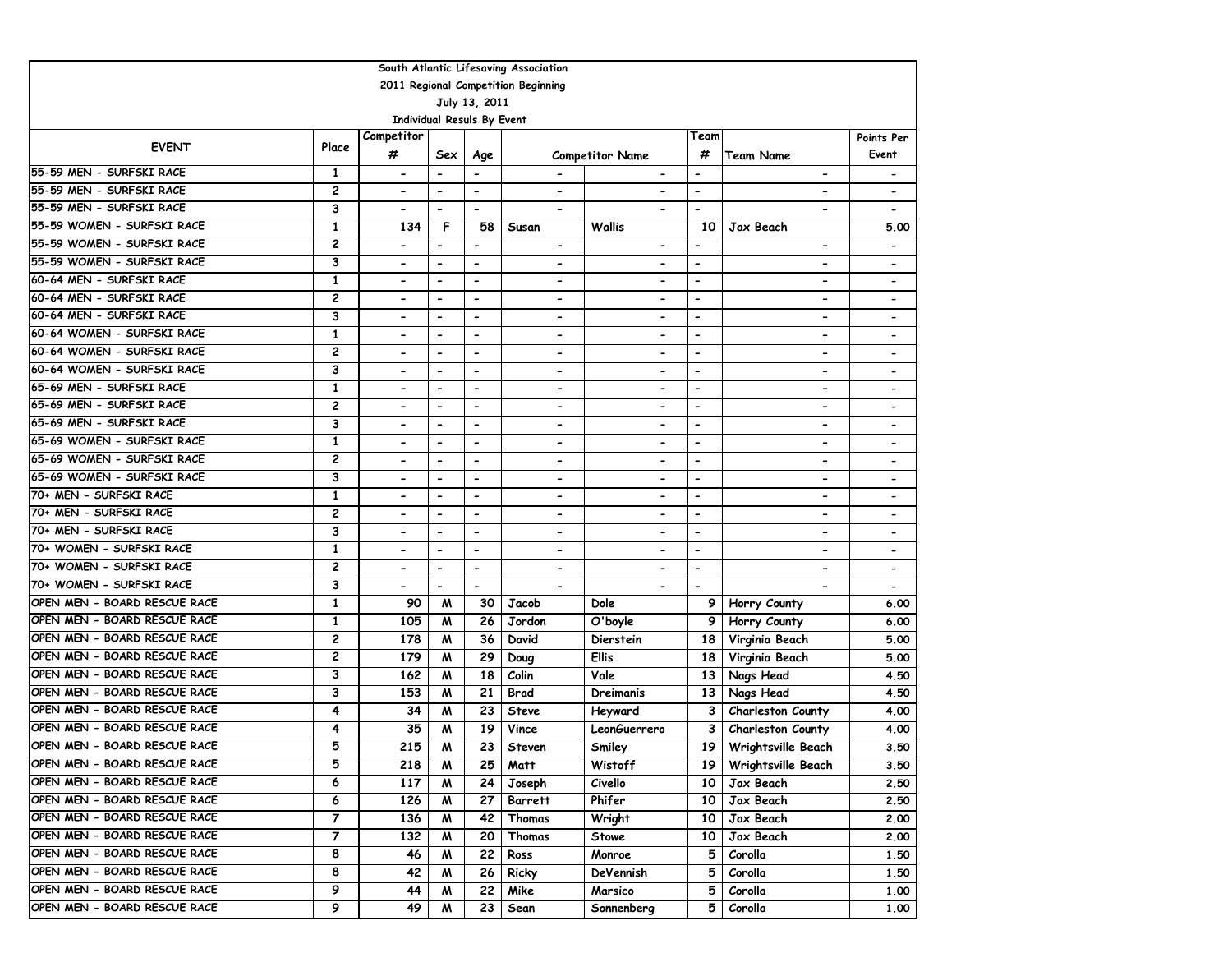South Atlantic Lifesaving Association

2011 Regional Competition Beginning

July 13, 2011

Individual Resuls By Event

| EVENT | Place | Competitor # | Sex | Age | Competitor Name | | Team # | Team Name | Points Per Event |
|---|---|---|---|---|---|---|---|---|---|
| 55-59 MEN - SURFSKI RACE | 1 | - | - | - | - | - | - | - | - |
| 55-59 MEN - SURFSKI RACE | 2 | - | - | - | - | - | - | - | - |
| 55-59 MEN - SURFSKI RACE | 3 | - | - | - | - | - | - | - | - |
| 55-59 WOMEN - SURFSKI RACE | 1 | 134 | F | 58 | Susan | Wallis | 10 | Jax Beach | 5.00 |
| 55-59 WOMEN - SURFSKI RACE | 2 | - | - | - | - | - | - | - | - |
| 55-59 WOMEN - SURFSKI RACE | 3 | - | - | - | - | - | - | - | - |
| 60-64 MEN - SURFSKI RACE | 1 | - | - | - | - | - | - | - | - |
| 60-64 MEN - SURFSKI RACE | 2 | - | - | - | - | - | - | - | - |
| 60-64 MEN - SURFSKI RACE | 3 | - | - | - | - | - | - | - | - |
| 60-64 WOMEN - SURFSKI RACE | 1 | - | - | - | - | - | - | - | - |
| 60-64 WOMEN - SURFSKI RACE | 2 | - | - | - | - | - | - | - | - |
| 60-64 WOMEN - SURFSKI RACE | 3 | - | - | - | - | - | - | - | - |
| 65-69 MEN - SURFSKI RACE | 1 | - | - | - | - | - | - | - | - |
| 65-69 MEN - SURFSKI RACE | 2 | - | - | - | - | - | - | - | - |
| 65-69 MEN - SURFSKI RACE | 3 | - | - | - | - | - | - | - | - |
| 65-69 WOMEN - SURFSKI RACE | 1 | - | - | - | - | - | - | - | - |
| 65-69 WOMEN - SURFSKI RACE | 2 | - | - | - | - | - | - | - | - |
| 65-69 WOMEN - SURFSKI RACE | 3 | - | - | - | - | - | - | - | - |
| 70+ MEN - SURFSKI RACE | 1 | - | - | - | - | - | - | - | - |
| 70+ MEN - SURFSKI RACE | 2 | - | - | - | - | - | - | - | - |
| 70+ MEN - SURFSKI RACE | 3 | - | - | - | - | - | - | - | - |
| 70+ WOMEN - SURFSKI RACE | 1 | - | - | - | - | - | - | - | - |
| 70+ WOMEN - SURFSKI RACE | 2 | - | - | - | - | - | - | - | - |
| 70+ WOMEN - SURFSKI RACE | 3 | - | - | - | - | - | - | - | - |
| OPEN MEN - BOARD RESCUE RACE | 1 | 90 | M | 30 | Jacob | Dole | 9 | Horry County | 6.00 |
| OPEN MEN - BOARD RESCUE RACE | 1 | 105 | M | 26 | Jordon | O'boyle | 9 | Horry County | 6.00 |
| OPEN MEN - BOARD RESCUE RACE | 2 | 178 | M | 36 | David | Dierstein | 18 | Virginia Beach | 5.00 |
| OPEN MEN - BOARD RESCUE RACE | 2 | 179 | M | 29 | Doug | Ellis | 18 | Virginia Beach | 5.00 |
| OPEN MEN - BOARD RESCUE RACE | 3 | 162 | M | 18 | Colin | Vale | 13 | Nags Head | 4.50 |
| OPEN MEN - BOARD RESCUE RACE | 3 | 153 | M | 21 | Brad | Dreimanis | 13 | Nags Head | 4.50 |
| OPEN MEN - BOARD RESCUE RACE | 4 | 34 | M | 23 | Steve | Heyward | 3 | Charleston County | 4.00 |
| OPEN MEN - BOARD RESCUE RACE | 4 | 35 | M | 19 | Vince | LeonGuerrero | 3 | Charleston County | 4.00 |
| OPEN MEN - BOARD RESCUE RACE | 5 | 215 | M | 23 | Steven | Smiley | 19 | Wrightsville Beach | 3.50 |
| OPEN MEN - BOARD RESCUE RACE | 5 | 218 | M | 25 | Matt | Wistoff | 19 | Wrightsville Beach | 3.50 |
| OPEN MEN - BOARD RESCUE RACE | 6 | 117 | M | 24 | Joseph | Civello | 10 | Jax Beach | 2.50 |
| OPEN MEN - BOARD RESCUE RACE | 6 | 126 | M | 27 | Barrett | Phifer | 10 | Jax Beach | 2.50 |
| OPEN MEN - BOARD RESCUE RACE | 7 | 136 | M | 42 | Thomas | Wright | 10 | Jax Beach | 2.00 |
| OPEN MEN - BOARD RESCUE RACE | 7 | 132 | M | 20 | Thomas | Stowe | 10 | Jax Beach | 2.00 |
| OPEN MEN - BOARD RESCUE RACE | 8 | 46 | M | 22 | Ross | Monroe | 5 | Corolla | 1.50 |
| OPEN MEN - BOARD RESCUE RACE | 8 | 42 | M | 26 | Ricky | DeVennish | 5 | Corolla | 1.50 |
| OPEN MEN - BOARD RESCUE RACE | 9 | 44 | M | 22 | Mike | Marsico | 5 | Corolla | 1.00 |
| OPEN MEN - BOARD RESCUE RACE | 9 | 49 | M | 23 | Sean | Sonnenberg | 5 | Corolla | 1.00 |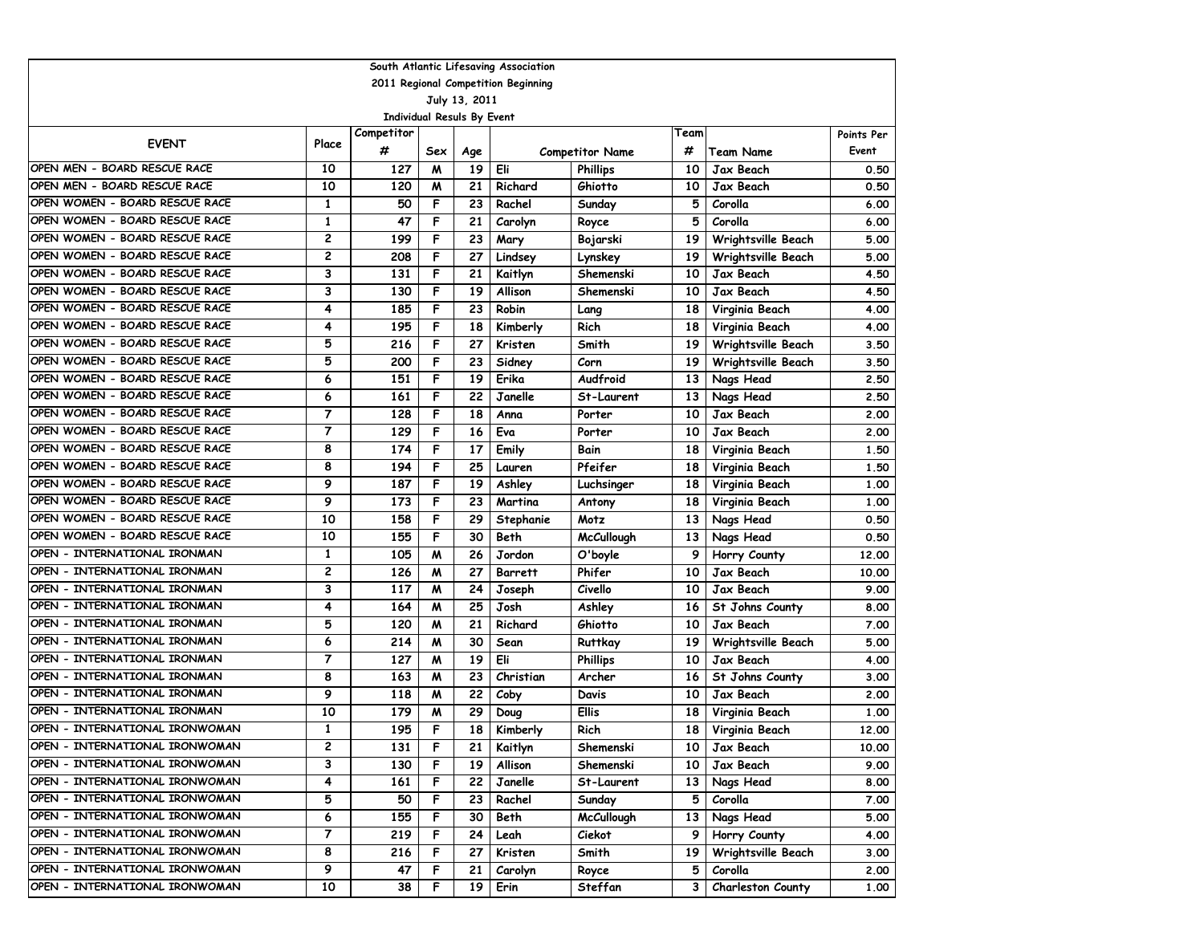South Atlantic Lifesaving Association

2011 Regional Competition Beginning

July 13, 2011

Individual Resuls By Event

| EVENT | Place | Competitor # | Sex | Age | Competitor Name | | Team # | Team Name | Points Per Event |
|---|---|---|---|---|---|---|---|---|---|
| OPEN MEN - BOARD RESCUE RACE | 10 | 127 | M | 19 | Eli | Phillips | 10 | Jax Beach | 0.50 |
| OPEN MEN - BOARD RESCUE RACE | 10 | 120 | M | 21 | Richard | Ghiotto | 10 | Jax Beach | 0.50 |
| OPEN WOMEN - BOARD RESCUE RACE | 1 | 50 | F | 23 | Rachel | Sunday | 5 | Corolla | 6.00 |
| OPEN WOMEN - BOARD RESCUE RACE | 1 | 47 | F | 21 | Carolyn | Royce | 5 | Corolla | 6.00 |
| OPEN WOMEN - BOARD RESCUE RACE | 2 | 199 | F | 23 | Mary | Bojarski | 19 | Wrightsville Beach | 5.00 |
| OPEN WOMEN - BOARD RESCUE RACE | 2 | 208 | F | 27 | Lindsey | Lynskey | 19 | Wrightsville Beach | 5.00 |
| OPEN WOMEN - BOARD RESCUE RACE | 3 | 131 | F | 21 | Kaitlyn | Shemenski | 10 | Jax Beach | 4.50 |
| OPEN WOMEN - BOARD RESCUE RACE | 3 | 130 | F | 19 | Allison | Shemenski | 10 | Jax Beach | 4.50 |
| OPEN WOMEN - BOARD RESCUE RACE | 4 | 185 | F | 23 | Robin | Lang | 18 | Virginia Beach | 4.00 |
| OPEN WOMEN - BOARD RESCUE RACE | 4 | 195 | F | 18 | Kimberly | Rich | 18 | Virginia Beach | 4.00 |
| OPEN WOMEN - BOARD RESCUE RACE | 5 | 216 | F | 27 | Kristen | Smith | 19 | Wrightsville Beach | 3.50 |
| OPEN WOMEN - BOARD RESCUE RACE | 5 | 200 | F | 23 | Sidney | Corn | 19 | Wrightsville Beach | 3.50 |
| OPEN WOMEN - BOARD RESCUE RACE | 6 | 151 | F | 19 | Erika | Audfroid | 13 | Nags Head | 2.50 |
| OPEN WOMEN - BOARD RESCUE RACE | 6 | 161 | F | 22 | Janelle | St-Laurent | 13 | Nags Head | 2.50 |
| OPEN WOMEN - BOARD RESCUE RACE | 7 | 128 | F | 18 | Anna | Porter | 10 | Jax Beach | 2.00 |
| OPEN WOMEN - BOARD RESCUE RACE | 7 | 129 | F | 16 | Eva | Porter | 10 | Jax Beach | 2.00 |
| OPEN WOMEN - BOARD RESCUE RACE | 8 | 174 | F | 17 | Emily | Bain | 18 | Virginia Beach | 1.50 |
| OPEN WOMEN - BOARD RESCUE RACE | 8 | 194 | F | 25 | Lauren | Pfeifer | 18 | Virginia Beach | 1.50 |
| OPEN WOMEN - BOARD RESCUE RACE | 9 | 187 | F | 19 | Ashley | Luchsinger | 18 | Virginia Beach | 1.00 |
| OPEN WOMEN - BOARD RESCUE RACE | 9 | 173 | F | 23 | Martina | Antony | 18 | Virginia Beach | 1.00 |
| OPEN WOMEN - BOARD RESCUE RACE | 10 | 158 | F | 29 | Stephanie | Motz | 13 | Nags Head | 0.50 |
| OPEN WOMEN - BOARD RESCUE RACE | 10 | 155 | F | 30 | Beth | McCullough | 13 | Nags Head | 0.50 |
| OPEN - INTERNATIONAL IRONMAN | 1 | 105 | M | 26 | Jordon | O'boyle | 9 | Horry County | 12.00 |
| OPEN - INTERNATIONAL IRONMAN | 2 | 126 | M | 27 | Barrett | Phifer | 10 | Jax Beach | 10.00 |
| OPEN - INTERNATIONAL IRONMAN | 3 | 117 | M | 24 | Joseph | Civello | 10 | Jax Beach | 9.00 |
| OPEN - INTERNATIONAL IRONMAN | 4 | 164 | M | 25 | Josh | Ashley | 16 | St Johns County | 8.00 |
| OPEN - INTERNATIONAL IRONMAN | 5 | 120 | M | 21 | Richard | Ghiotto | 10 | Jax Beach | 7.00 |
| OPEN - INTERNATIONAL IRONMAN | 6 | 214 | M | 30 | Sean | Ruttkay | 19 | Wrightsville Beach | 5.00 |
| OPEN - INTERNATIONAL IRONMAN | 7 | 127 | M | 19 | Eli | Phillips | 10 | Jax Beach | 4.00 |
| OPEN - INTERNATIONAL IRONMAN | 8 | 163 | M | 23 | Christian | Archer | 16 | St Johns County | 3.00 |
| OPEN - INTERNATIONAL IRONMAN | 9 | 118 | M | 22 | Coby | Davis | 10 | Jax Beach | 2.00 |
| OPEN - INTERNATIONAL IRONMAN | 10 | 179 | M | 29 | Doug | Ellis | 18 | Virginia Beach | 1.00 |
| OPEN - INTERNATIONAL IRONWOMAN | 1 | 195 | F | 18 | Kimberly | Rich | 18 | Virginia Beach | 12.00 |
| OPEN - INTERNATIONAL IRONWOMAN | 2 | 131 | F | 21 | Kaitlyn | Shemenski | 10 | Jax Beach | 10.00 |
| OPEN - INTERNATIONAL IRONWOMAN | 3 | 130 | F | 19 | Allison | Shemenski | 10 | Jax Beach | 9.00 |
| OPEN - INTERNATIONAL IRONWOMAN | 4 | 161 | F | 22 | Janelle | St-Laurent | 13 | Nags Head | 8.00 |
| OPEN - INTERNATIONAL IRONWOMAN | 5 | 50 | F | 23 | Rachel | Sunday | 5 | Corolla | 7.00 |
| OPEN - INTERNATIONAL IRONWOMAN | 6 | 155 | F | 30 | Beth | McCullough | 13 | Nags Head | 5.00 |
| OPEN - INTERNATIONAL IRONWOMAN | 7 | 219 | F | 24 | Leah | Ciekot | 9 | Horry County | 4.00 |
| OPEN - INTERNATIONAL IRONWOMAN | 8 | 216 | F | 27 | Kristen | Smith | 19 | Wrightsville Beach | 3.00 |
| OPEN - INTERNATIONAL IRONWOMAN | 9 | 47 | F | 21 | Carolyn | Royce | 5 | Corolla | 2.00 |
| OPEN - INTERNATIONAL IRONWOMAN | 10 | 38 | F | 19 | Erin | Steffan | 3 | Charleston County | 1.00 |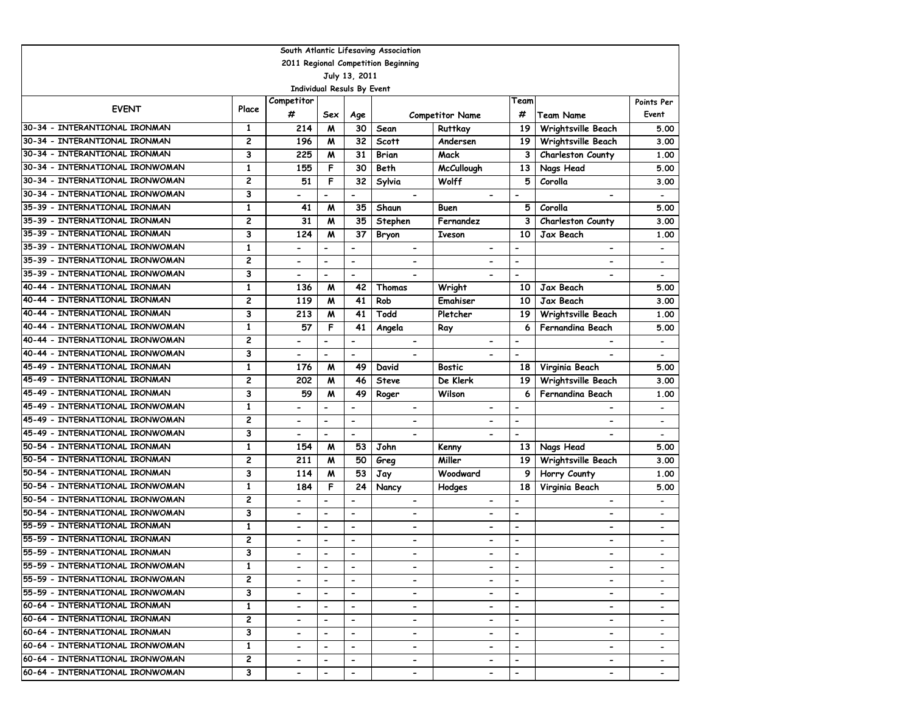South Atlantic Lifesaving Association

2011 Regional Competition Beginning

July 13, 2011

Individual Resuls By Event

| EVENT | Place | Competitor # | Sex | Age | Competitor Name | | Team # | Team Name | Points Per Event |
|---|---|---|---|---|---|---|---|---|---|
| 30-34 - INTERANTIONAL IRONMAN | 1 | 214 | M | 30 | Sean | Ruttkay | 19 | Wrightsville Beach | 5.00 |
| 30-34 - INTERANTIONAL IRONMAN | 2 | 196 | M | 32 | Scott | Andersen | 19 | Wrightsville Beach | 3.00 |
| 30-34 - INTERANTIONAL IRONMAN | 3 | 225 | M | 31 | Brian | Mack | 3 | Charleston County | 1.00 |
| 30-34 - INTERNATIONAL IRONWOMAN | 1 | 155 | F | 30 | Beth | McCullough | 13 | Nags Head | 5.00 |
| 30-34 - INTERNATIONAL IRONWOMAN | 2 | 51 | F | 32 | Sylvia | Wolff | 5 | Corolla | 3.00 |
| 30-34 - INTERNATIONAL IRONWOMAN | 3 | - | - | - | - | - | - | - | - |
| 35-39 - INTERNATIONAL IRONMAN | 1 | 41 | M | 35 | Shaun | Buen | 5 | Corolla | 5.00 |
| 35-39 - INTERNATIONAL IRONMAN | 2 | 31 | M | 35 | Stephen | Fernandez | 3 | Charleston County | 3.00 |
| 35-39 - INTERNATIONAL IRONMAN | 3 | 124 | M | 37 | Bryon | Iveson | 10 | Jax Beach | 1.00 |
| 35-39 - INTERNATIONAL IRONWOMAN | 1 | - | - | - | - | - | - | - | - |
| 35-39 - INTERNATIONAL IRONWOMAN | 2 | - | - | - | - | - | - | - | - |
| 35-39 - INTERNATIONAL IRONWOMAN | 3 | - | - | - | - | - | - | - | - |
| 40-44 - INTERNATIONAL IRONMAN | 1 | 136 | M | 42 | Thomas | Wright | 10 | Jax Beach | 5.00 |
| 40-44 - INTERNATIONAL IRONMAN | 2 | 119 | M | 41 | Rob | Emahiser | 10 | Jax Beach | 3.00 |
| 40-44 - INTERNATIONAL IRONMAN | 3 | 213 | M | 41 | Todd | Pletcher | 19 | Wrightsville Beach | 1.00 |
| 40-44 - INTERNATIONAL IRONWOMAN | 1 | 57 | F | 41 | Angela | Ray | 6 | Fernandina Beach | 5.00 |
| 40-44 - INTERNATIONAL IRONWOMAN | 2 | - | - | - | - | - | - | - | - |
| 40-44 - INTERNATIONAL IRONWOMAN | 3 | - | - | - | - | - | - | - | - |
| 45-49 - INTERNATIONAL IRONMAN | 1 | 176 | M | 49 | David | Bostic | 18 | Virginia Beach | 5.00 |
| 45-49 - INTERNATIONAL IRONMAN | 2 | 202 | M | 46 | Steve | De Klerk | 19 | Wrightsville Beach | 3.00 |
| 45-49 - INTERNATIONAL IRONMAN | 3 | 59 | M | 49 | Roger | Wilson | 6 | Fernandina Beach | 1.00 |
| 45-49 - INTERNATIONAL IRONWOMAN | 1 | - | - | - | - | - | - | - | - |
| 45-49 - INTERNATIONAL IRONWOMAN | 2 | - | - | - | - | - | - | - | - |
| 45-49 - INTERNATIONAL IRONWOMAN | 3 | - | - | - | - | - | - | - | - |
| 50-54 - INTERNATIONAL IRONMAN | 1 | 154 | M | 53 | John | Kenny | 13 | Nags Head | 5.00 |
| 50-54 - INTERNATIONAL IRONMAN | 2 | 211 | M | 50 | Greg | Miller | 19 | Wrightsville Beach | 3.00 |
| 50-54 - INTERNATIONAL IRONMAN | 3 | 114 | M | 53 | Jay | Woodward | 9 | Horry County | 1.00 |
| 50-54 - INTERNATIONAL IRONWOMAN | 1 | 184 | F | 24 | Nancy | Hodges | 18 | Virginia Beach | 5.00 |
| 50-54 - INTERNATIONAL IRONWOMAN | 2 | - | - | - | - | - | - | - | - |
| 50-54 - INTERNATIONAL IRONWOMAN | 3 | - | - | - | - | - | - | - | - |
| 55-59 - INTERNATIONAL IRONMAN | 1 | - | - | - | - | - | - | - | - |
| 55-59 - INTERNATIONAL IRONMAN | 2 | - | - | - | - | - | - | - | - |
| 55-59 - INTERNATIONAL IRONMAN | 3 | - | - | - | - | - | - | - | - |
| 55-59 - INTERNATIONAL IRONWOMAN | 1 | - | - | - | - | - | - | - | - |
| 55-59 - INTERNATIONAL IRONWOMAN | 2 | - | - | - | - | - | - | - | - |
| 55-59 - INTERNATIONAL IRONWOMAN | 3 | - | - | - | - | - | - | - | - |
| 60-64 - INTERNATIONAL IRONMAN | 1 | - | - | - | - | - | - | - | - |
| 60-64 - INTERNATIONAL IRONMAN | 2 | - | - | - | - | - | - | - | - |
| 60-64 - INTERNATIONAL IRONMAN | 3 | - | - | - | - | - | - | - | - |
| 60-64 - INTERNATIONAL IRONWOMAN | 1 | - | - | - | - | - | - | - | - |
| 60-64 - INTERNATIONAL IRONWOMAN | 2 | - | - | - | - | - | - | - | - |
| 60-64 - INTERNATIONAL IRONWOMAN | 3 | - | - | - | - | - | - | - | - |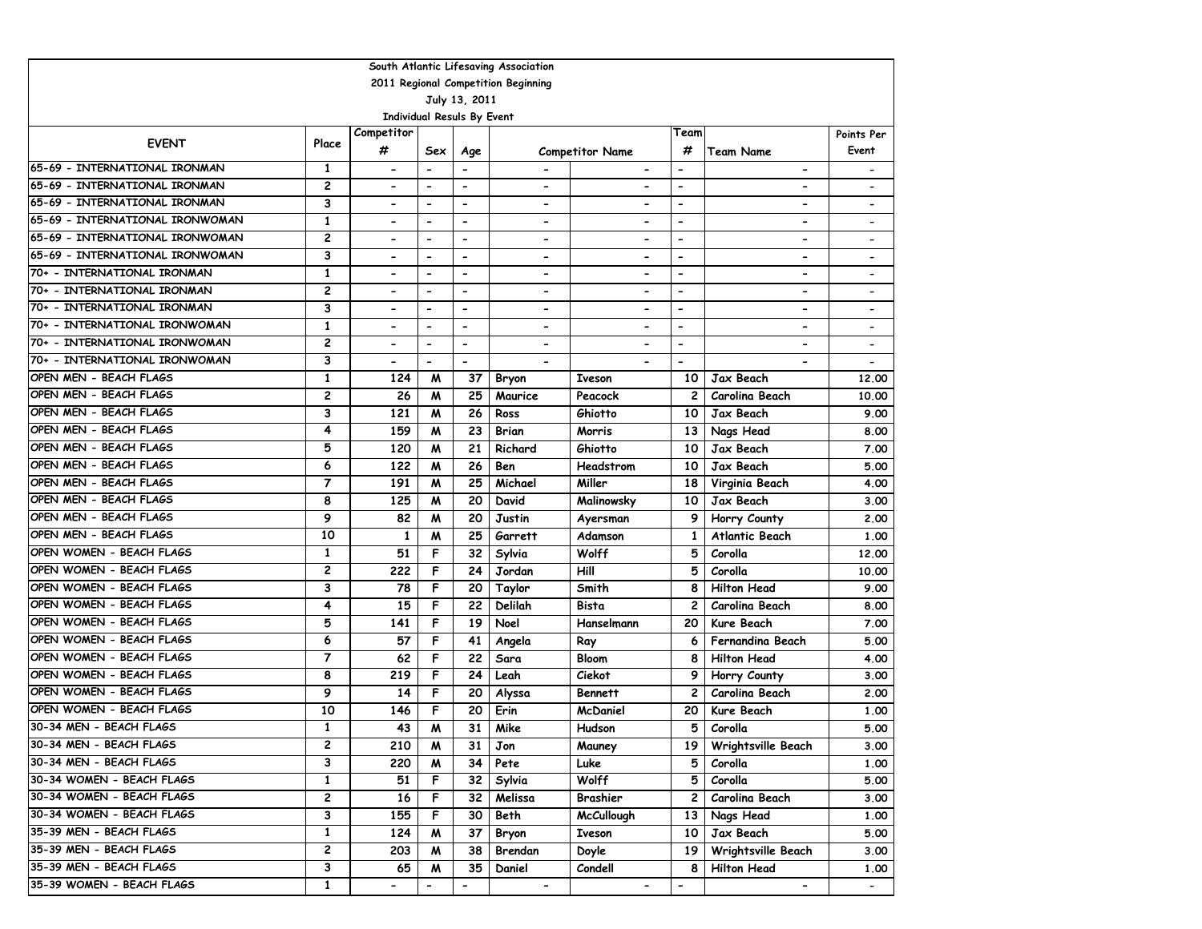South Atlantic Lifesaving Association

2011 Regional Competition Beginning

July 13, 2011

Individual Resuls By Event

| EVENT | Place | Competitor # | Sex | Age | Competitor Name | | Team # | Team Name | Points Per Event |
|---|---|---|---|---|---|---|---|---|---|
| 65-69 - INTERNATIONAL IRONMAN | 1 | - | - | - | - | - | - | - | - |
| 65-69 - INTERNATIONAL IRONMAN | 2 | - | - | - | - | - | - | - | - |
| 65-69 - INTERNATIONAL IRONMAN | 3 | - | - | - | - | - | - | - | - |
| 65-69 - INTERNATIONAL IRONWOMAN | 1 | - | - | - | - | - | - | - | - |
| 65-69 - INTERNATIONAL IRONWOMAN | 2 | - | - | - | - | - | - | - | - |
| 65-69 - INTERNATIONAL IRONWOMAN | 3 | - | - | - | - | - | - | - | - |
| 70+ - INTERNATIONAL IRONMAN | 1 | - | - | - | - | - | - | - | - |
| 70+ - INTERNATIONAL IRONMAN | 2 | - | - | - | - | - | - | - | - |
| 70+ - INTERNATIONAL IRONMAN | 3 | - | - | - | - | - | - | - | - |
| 70+ - INTERNATIONAL IRONWOMAN | 1 | - | - | - | - | - | - | - | - |
| 70+ - INTERNATIONAL IRONWOMAN | 2 | - | - | - | - | - | - | - | - |
| 70+ - INTERNATIONAL IRONWOMAN | 3 | - | - | - | - | - | - | - | - |
| OPEN MEN - BEACH FLAGS | 1 | 124 | M | 37 | Bryon | Iveson | 10 | Jax Beach | 12.00 |
| OPEN MEN - BEACH FLAGS | 2 | 26 | M | 25 | Maurice | Peacock | 2 | Carolina Beach | 10.00 |
| OPEN MEN - BEACH FLAGS | 3 | 121 | M | 26 | Ross | Ghiotto | 10 | Jax Beach | 9.00 |
| OPEN MEN - BEACH FLAGS | 4 | 159 | M | 23 | Brian | Morris | 13 | Nags Head | 8.00 |
| OPEN MEN - BEACH FLAGS | 5 | 120 | M | 21 | Richard | Ghiotto | 10 | Jax Beach | 7.00 |
| OPEN MEN - BEACH FLAGS | 6 | 122 | M | 26 | Ben | Headstrom | 10 | Jax Beach | 5.00 |
| OPEN MEN - BEACH FLAGS | 7 | 191 | M | 25 | Michael | Miller | 18 | Virginia Beach | 4.00 |
| OPEN MEN - BEACH FLAGS | 8 | 125 | M | 20 | David | Malinowsky | 10 | Jax Beach | 3.00 |
| OPEN MEN - BEACH FLAGS | 9 | 82 | M | 20 | Justin | Ayersman | 9 | Horry County | 2.00 |
| OPEN MEN - BEACH FLAGS | 10 | 1 | M | 25 | Garrett | Adamson | 1 | Atlantic Beach | 1.00 |
| OPEN WOMEN - BEACH FLAGS | 1 | 51 | F | 32 | Sylvia | Wolff | 5 | Corolla | 12.00 |
| OPEN WOMEN - BEACH FLAGS | 2 | 222 | F | 24 | Jordan | Hill | 5 | Corolla | 10.00 |
| OPEN WOMEN - BEACH FLAGS | 3 | 78 | F | 20 | Taylor | Smith | 8 | Hilton Head | 9.00 |
| OPEN WOMEN - BEACH FLAGS | 4 | 15 | F | 22 | Delilah | Bista | 2 | Carolina Beach | 8.00 |
| OPEN WOMEN - BEACH FLAGS | 5 | 141 | F | 19 | Noel | Hanselmann | 20 | Kure Beach | 7.00 |
| OPEN WOMEN - BEACH FLAGS | 6 | 57 | F | 41 | Angela | Ray | 6 | Fernandina Beach | 5.00 |
| OPEN WOMEN - BEACH FLAGS | 7 | 62 | F | 22 | Sara | Bloom | 8 | Hilton Head | 4.00 |
| OPEN WOMEN - BEACH FLAGS | 8 | 219 | F | 24 | Leah | Ciekot | 9 | Horry County | 3.00 |
| OPEN WOMEN - BEACH FLAGS | 9 | 14 | F | 20 | Alyssa | Bennett | 2 | Carolina Beach | 2.00 |
| OPEN WOMEN - BEACH FLAGS | 10 | 146 | F | 20 | Erin | McDaniel | 20 | Kure Beach | 1.00 |
| 30-34 MEN - BEACH FLAGS | 1 | 43 | M | 31 | Mike | Hudson | 5 | Corolla | 5.00 |
| 30-34 MEN - BEACH FLAGS | 2 | 210 | M | 31 | Jon | Mauney | 19 | Wrightsville Beach | 3.00 |
| 30-34 MEN - BEACH FLAGS | 3 | 220 | M | 34 | Pete | Luke | 5 | Corolla | 1.00 |
| 30-34 WOMEN - BEACH FLAGS | 1 | 51 | F | 32 | Sylvia | Wolff | 5 | Corolla | 5.00 |
| 30-34 WOMEN - BEACH FLAGS | 2 | 16 | F | 32 | Melissa | Brashier | 2 | Carolina Beach | 3.00 |
| 30-34 WOMEN - BEACH FLAGS | 3 | 155 | F | 30 | Beth | McCullough | 13 | Nags Head | 1.00 |
| 35-39 MEN - BEACH FLAGS | 1 | 124 | M | 37 | Bryon | Iveson | 10 | Jax Beach | 5.00 |
| 35-39 MEN - BEACH FLAGS | 2 | 203 | M | 38 | Brendan | Doyle | 19 | Wrightsville Beach | 3.00 |
| 35-39 MEN - BEACH FLAGS | 3 | 65 | M | 35 | Daniel | Condell | 8 | Hilton Head | 1.00 |
| 35-39 WOMEN - BEACH FLAGS | 1 | - | - | - | - | - | - | - | - |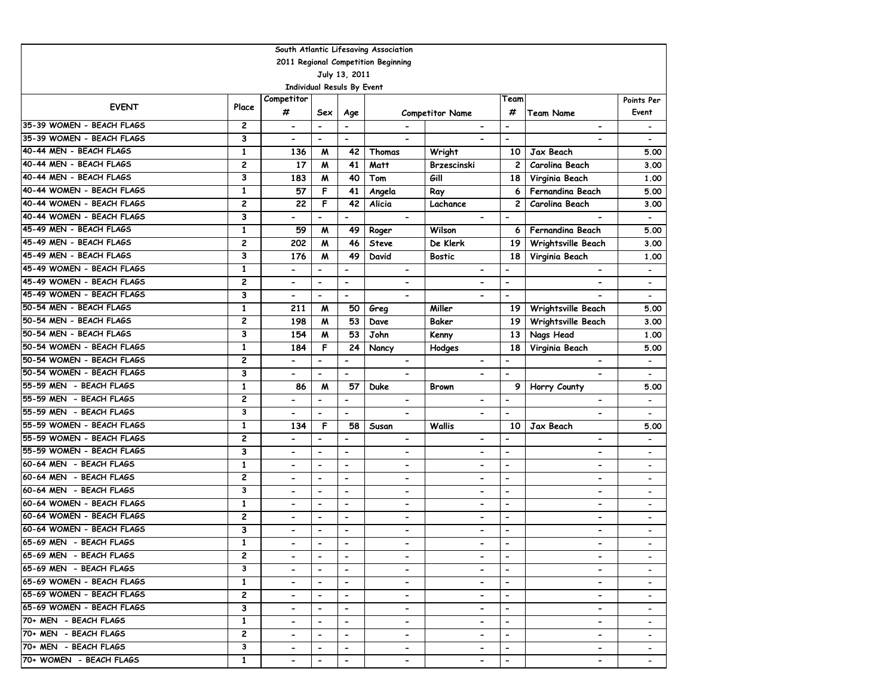South Atlantic Lifesaving Association

2011 Regional Competition Beginning

July 13, 2011

Individual Resuls By Event

| EVENT | Place | Competitor # | Sex | Age | Competitor Name | | Team # | Team Name | Points Per Event |
|---|---|---|---|---|---|---|---|---|---|
| 35-39 WOMEN - BEACH FLAGS | 2 | - | - | - | - | - | - | - | - |
| 35-39 WOMEN - BEACH FLAGS | 3 | - | - | - | - | - | - | - | - |
| 40-44 MEN - BEACH FLAGS | 1 | 136 | M | 42 | Thomas | Wright | 10 | Jax Beach | 5.00 |
| 40-44 MEN - BEACH FLAGS | 2 | 17 | M | 41 | Matt | Brzescinski | 2 | Carolina Beach | 3.00 |
| 40-44 MEN - BEACH FLAGS | 3 | 183 | M | 40 | Tom | Gill | 18 | Virginia Beach | 1.00 |
| 40-44 WOMEN - BEACH FLAGS | 1 | 57 | F | 41 | Angela | Ray | 6 | Fernandina Beach | 5.00 |
| 40-44 WOMEN - BEACH FLAGS | 2 | 22 | F | 42 | Alicia | Lachance | 2 | Carolina Beach | 3.00 |
| 40-44 WOMEN - BEACH FLAGS | 3 | - | - | - | - | - | - | - | - |
| 45-49 MEN - BEACH FLAGS | 1 | 59 | M | 49 | Roger | Wilson | 6 | Fernandina Beach | 5.00 |
| 45-49 MEN - BEACH FLAGS | 2 | 202 | M | 46 | Steve | De Klerk | 19 | Wrightsville Beach | 3.00 |
| 45-49 MEN - BEACH FLAGS | 3 | 176 | M | 49 | David | Bostic | 18 | Virginia Beach | 1.00 |
| 45-49 WOMEN - BEACH FLAGS | 1 | - | - | - | - | - | - | - | - |
| 45-49 WOMEN - BEACH FLAGS | 2 | - | - | - | - | - | - | - | - |
| 45-49 WOMEN - BEACH FLAGS | 3 | - | - | - | - | - | - | - | - |
| 50-54 MEN - BEACH FLAGS | 1 | 211 | M | 50 | Greg | Miller | 19 | Wrightsville Beach | 5.00 |
| 50-54 MEN - BEACH FLAGS | 2 | 198 | M | 53 | Dave | Baker | 19 | Wrightsville Beach | 3.00 |
| 50-54 MEN - BEACH FLAGS | 3 | 154 | M | 53 | John | Kenny | 13 | Nags Head | 1.00 |
| 50-54 WOMEN - BEACH FLAGS | 1 | 184 | F | 24 | Nancy | Hodges | 18 | Virginia Beach | 5.00 |
| 50-54 WOMEN - BEACH FLAGS | 2 | - | - | - | - | - | - | - | - |
| 50-54 WOMEN - BEACH FLAGS | 3 | - | - | - | - | - | - | - | - |
| 55-59 MEN - BEACH FLAGS | 1 | 86 | M | 57 | Duke | Brown | 9 | Horry County | 5.00 |
| 55-59 MEN - BEACH FLAGS | 2 | - | - | - | - | - | - | - | - |
| 55-59 MEN - BEACH FLAGS | 3 | - | - | - | - | - | - | - | - |
| 55-59 WOMEN - BEACH FLAGS | 1 | 134 | F | 58 | Susan | Wallis | 10 | Jax Beach | 5.00 |
| 55-59 WOMEN - BEACH FLAGS | 2 | - | - | - | - | - | - | - | - |
| 55-59 WOMEN - BEACH FLAGS | 3 | - | - | - | - | - | - | - | - |
| 60-64 MEN - BEACH FLAGS | 1 | - | - | - | - | - | - | - | - |
| 60-64 MEN - BEACH FLAGS | 2 | - | - | - | - | - | - | - | - |
| 60-64 MEN - BEACH FLAGS | 3 | - | - | - | - | - | - | - | - |
| 60-64 WOMEN - BEACH FLAGS | 1 | - | - | - | - | - | - | - | - |
| 60-64 WOMEN - BEACH FLAGS | 2 | - | - | - | - | - | - | - | - |
| 60-64 WOMEN - BEACH FLAGS | 3 | - | - | - | - | - | - | - | - |
| 65-69 MEN - BEACH FLAGS | 1 | - | - | - | - | - | - | - | - |
| 65-69 MEN - BEACH FLAGS | 2 | - | - | - | - | - | - | - | - |
| 65-69 MEN - BEACH FLAGS | 3 | - | - | - | - | - | - | - | - |
| 65-69 WOMEN - BEACH FLAGS | 1 | - | - | - | - | - | - | - | - |
| 65-69 WOMEN - BEACH FLAGS | 2 | - | - | - | - | - | - | - | - |
| 65-69 WOMEN - BEACH FLAGS | 3 | - | - | - | - | - | - | - | - |
| 70+ MEN - BEACH FLAGS | 1 | - | - | - | - | - | - | - | - |
| 70+ MEN - BEACH FLAGS | 2 | - | - | - | - | - | - | - | - |
| 70+ MEN - BEACH FLAGS | 3 | - | - | - | - | - | - | - | - |
| 70+ WOMEN - BEACH FLAGS | 1 | - | - | - | - | - | - | - | - |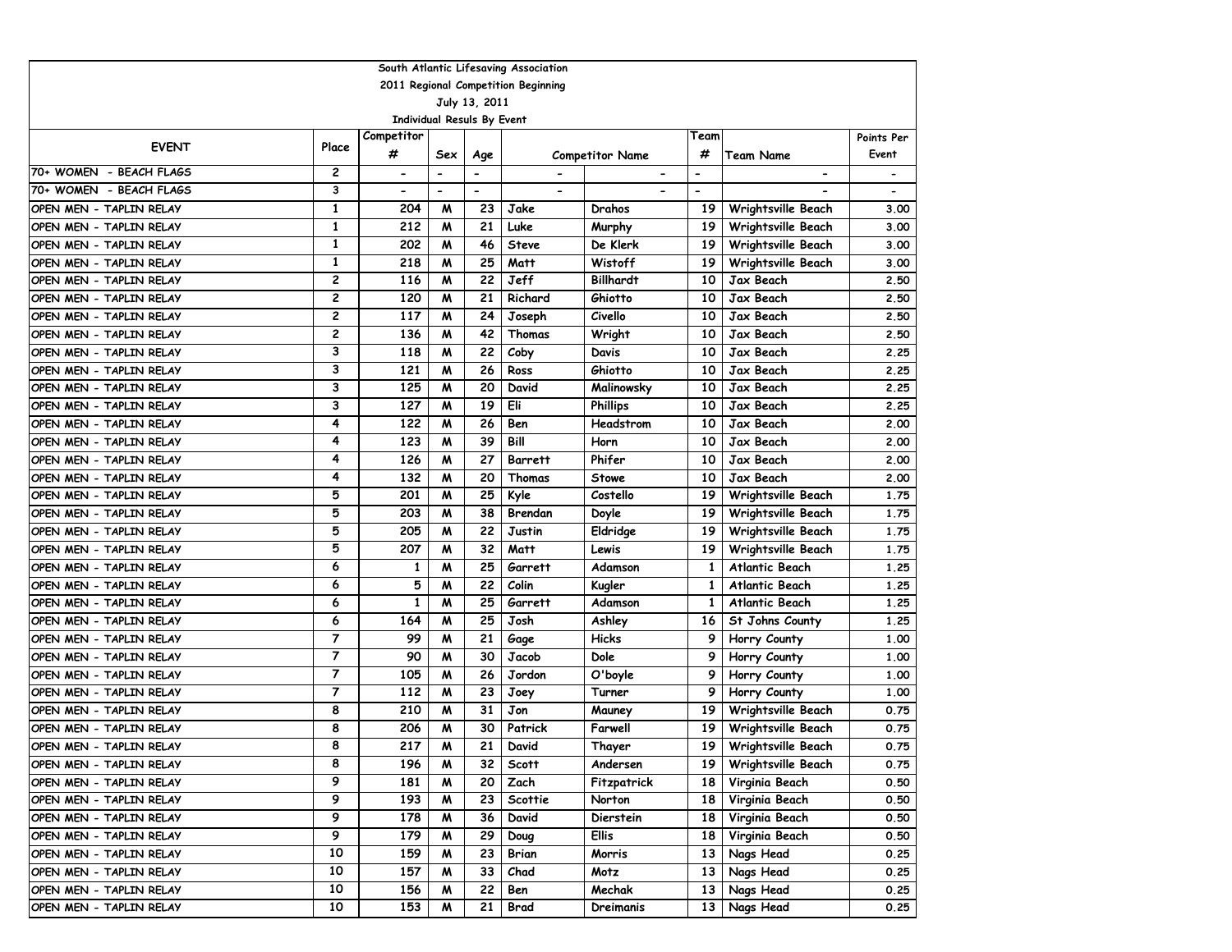South Atlantic Lifesaving Association

2011 Regional Competition Beginning

July 13, 2011

Individual Resuls By Event

| EVENT | Place | Competitor # | Sex | Age | Competitor Name | | Team # | Team Name | Points Per Event |
|---|---|---|---|---|---|---|---|---|---|
| 70+ WOMEN - BEACH FLAGS | 2 | - | - | - | - | - | - | - | - |
| 70+ WOMEN - BEACH FLAGS | 3 | - | - | - | - | - | - | - | - |
| OPEN MEN - TAPLIN RELAY | 1 | 204 | M | 23 | Jake | Drahos | 19 | Wrightsville Beach | 3.00 |
| OPEN MEN - TAPLIN RELAY | 1 | 212 | M | 21 | Luke | Murphy | 19 | Wrightsville Beach | 3.00 |
| OPEN MEN - TAPLIN RELAY | 1 | 202 | M | 46 | Steve | De Klerk | 19 | Wrightsville Beach | 3.00 |
| OPEN MEN - TAPLIN RELAY | 1 | 218 | M | 25 | Matt | Wistoff | 19 | Wrightsville Beach | 3.00 |
| OPEN MEN - TAPLIN RELAY | 2 | 116 | M | 22 | Jeff | Billhardt | 10 | Jax Beach | 2.50 |
| OPEN MEN - TAPLIN RELAY | 2 | 120 | M | 21 | Richard | Ghiotto | 10 | Jax Beach | 2.50 |
| OPEN MEN - TAPLIN RELAY | 2 | 117 | M | 24 | Joseph | Civello | 10 | Jax Beach | 2.50 |
| OPEN MEN - TAPLIN RELAY | 2 | 136 | M | 42 | Thomas | Wright | 10 | Jax Beach | 2.50 |
| OPEN MEN - TAPLIN RELAY | 3 | 118 | M | 22 | Coby | Davis | 10 | Jax Beach | 2.25 |
| OPEN MEN - TAPLIN RELAY | 3 | 121 | M | 26 | Ross | Ghiotto | 10 | Jax Beach | 2.25 |
| OPEN MEN - TAPLIN RELAY | 3 | 125 | M | 20 | David | Malinowsky | 10 | Jax Beach | 2.25 |
| OPEN MEN - TAPLIN RELAY | 3 | 127 | M | 19 | Eli | Phillips | 10 | Jax Beach | 2.25 |
| OPEN MEN - TAPLIN RELAY | 4 | 122 | M | 26 | Ben | Headstrom | 10 | Jax Beach | 2.00 |
| OPEN MEN - TAPLIN RELAY | 4 | 123 | M | 39 | Bill | Horn | 10 | Jax Beach | 2.00 |
| OPEN MEN - TAPLIN RELAY | 4 | 126 | M | 27 | Barrett | Phifer | 10 | Jax Beach | 2.00 |
| OPEN MEN - TAPLIN RELAY | 4 | 132 | M | 20 | Thomas | Stowe | 10 | Jax Beach | 2.00 |
| OPEN MEN - TAPLIN RELAY | 5 | 201 | M | 25 | Kyle | Costello | 19 | Wrightsville Beach | 1.75 |
| OPEN MEN - TAPLIN RELAY | 5 | 203 | M | 38 | Brendan | Doyle | 19 | Wrightsville Beach | 1.75 |
| OPEN MEN - TAPLIN RELAY | 5 | 205 | M | 22 | Justin | Eldridge | 19 | Wrightsville Beach | 1.75 |
| OPEN MEN - TAPLIN RELAY | 5 | 207 | M | 32 | Matt | Lewis | 19 | Wrightsville Beach | 1.75 |
| OPEN MEN - TAPLIN RELAY | 6 | 1 | M | 25 | Garrett | Adamson | 1 | Atlantic Beach | 1.25 |
| OPEN MEN - TAPLIN RELAY | 6 | 5 | M | 22 | Colin | Kugler | 1 | Atlantic Beach | 1.25 |
| OPEN MEN - TAPLIN RELAY | 6 | 1 | M | 25 | Garrett | Adamson | 1 | Atlantic Beach | 1.25 |
| OPEN MEN - TAPLIN RELAY | 6 | 164 | M | 25 | Josh | Ashley | 16 | St Johns County | 1.25 |
| OPEN MEN - TAPLIN RELAY | 7 | 99 | M | 21 | Gage | Hicks | 9 | Horry County | 1.00 |
| OPEN MEN - TAPLIN RELAY | 7 | 90 | M | 30 | Jacob | Dole | 9 | Horry County | 1.00 |
| OPEN MEN - TAPLIN RELAY | 7 | 105 | M | 26 | Jordon | O'boyle | 9 | Horry County | 1.00 |
| OPEN MEN - TAPLIN RELAY | 7 | 112 | M | 23 | Joey | Turner | 9 | Horry County | 1.00 |
| OPEN MEN - TAPLIN RELAY | 8 | 210 | M | 31 | Jon | Mauney | 19 | Wrightsville Beach | 0.75 |
| OPEN MEN - TAPLIN RELAY | 8 | 206 | M | 30 | Patrick | Farwell | 19 | Wrightsville Beach | 0.75 |
| OPEN MEN - TAPLIN RELAY | 8 | 217 | M | 21 | David | Thayer | 19 | Wrightsville Beach | 0.75 |
| OPEN MEN - TAPLIN RELAY | 8 | 196 | M | 32 | Scott | Andersen | 19 | Wrightsville Beach | 0.75 |
| OPEN MEN - TAPLIN RELAY | 9 | 181 | M | 20 | Zach | Fitzpatrick | 18 | Virginia Beach | 0.50 |
| OPEN MEN - TAPLIN RELAY | 9 | 193 | M | 23 | Scottie | Norton | 18 | Virginia Beach | 0.50 |
| OPEN MEN - TAPLIN RELAY | 9 | 178 | M | 36 | David | Dierstein | 18 | Virginia Beach | 0.50 |
| OPEN MEN - TAPLIN RELAY | 9 | 179 | M | 29 | Doug | Ellis | 18 | Virginia Beach | 0.50 |
| OPEN MEN - TAPLIN RELAY | 10 | 159 | M | 23 | Brian | Morris | 13 | Nags Head | 0.25 |
| OPEN MEN - TAPLIN RELAY | 10 | 157 | M | 33 | Chad | Motz | 13 | Nags Head | 0.25 |
| OPEN MEN - TAPLIN RELAY | 10 | 156 | M | 22 | Ben | Mechak | 13 | Nags Head | 0.25 |
| OPEN MEN - TAPLIN RELAY | 10 | 153 | M | 21 | Brad | Dreimanis | 13 | Nags Head | 0.25 |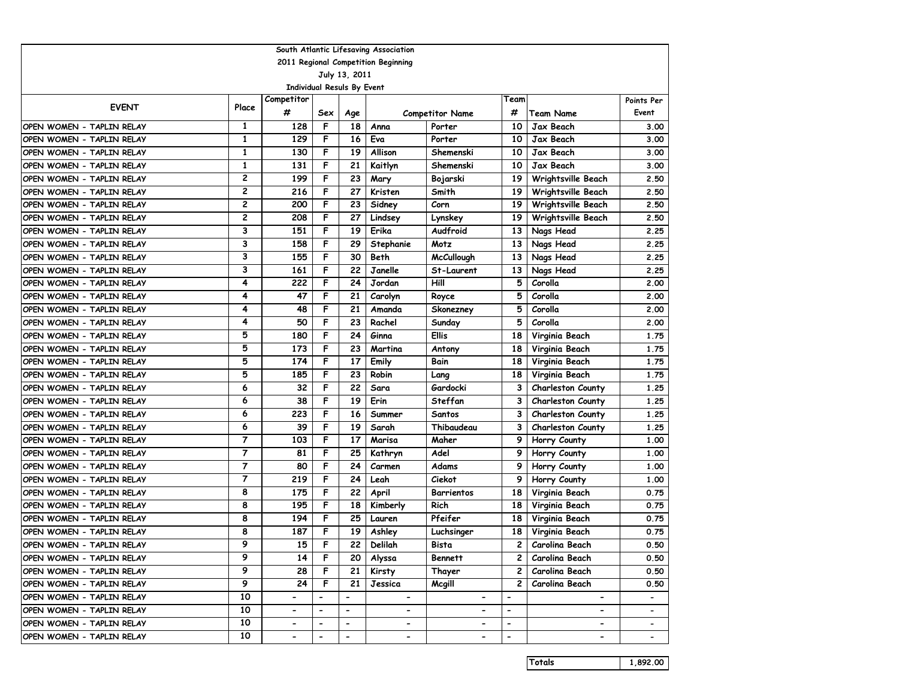South Atlantic Lifesaving Association

2011 Regional Competition Beginning

July 13, 2011

Individual Resuls By Event

| EVENT | Place | Competitor # | Sex | Age | Competitor Name | | Team # | Team Name | Points Per Event |
|---|---|---|---|---|---|---|---|---|---|
| OPEN WOMEN - TAPLIN RELAY | 1 | 128 | F | 18 | Anna | Porter | 10 | Jax Beach | 3.00 |
| OPEN WOMEN - TAPLIN RELAY | 1 | 129 | F | 16 | Eva | Porter | 10 | Jax Beach | 3.00 |
| OPEN WOMEN - TAPLIN RELAY | 1 | 130 | F | 19 | Allison | Shemenski | 10 | Jax Beach | 3.00 |
| OPEN WOMEN - TAPLIN RELAY | 1 | 131 | F | 21 | Kaitlyn | Shemenski | 10 | Jax Beach | 3.00 |
| OPEN WOMEN - TAPLIN RELAY | 2 | 199 | F | 23 | Mary | Bojarski | 19 | Wrightsville Beach | 2.50 |
| OPEN WOMEN - TAPLIN RELAY | 2 | 216 | F | 27 | Kristen | Smith | 19 | Wrightsville Beach | 2.50 |
| OPEN WOMEN - TAPLIN RELAY | 2 | 200 | F | 23 | Sidney | Corn | 19 | Wrightsville Beach | 2.50 |
| OPEN WOMEN - TAPLIN RELAY | 2 | 208 | F | 27 | Lindsey | Lynskey | 19 | Wrightsville Beach | 2.50 |
| OPEN WOMEN - TAPLIN RELAY | 3 | 151 | F | 19 | Erika | Audfroid | 13 | Nags Head | 2.25 |
| OPEN WOMEN - TAPLIN RELAY | 3 | 158 | F | 29 | Stephanie | Motz | 13 | Nags Head | 2.25 |
| OPEN WOMEN - TAPLIN RELAY | 3 | 155 | F | 30 | Beth | McCullough | 13 | Nags Head | 2.25 |
| OPEN WOMEN - TAPLIN RELAY | 3 | 161 | F | 22 | Janelle | St-Laurent | 13 | Nags Head | 2.25 |
| OPEN WOMEN - TAPLIN RELAY | 4 | 222 | F | 24 | Jordan | Hill | 5 | Corolla | 2.00 |
| OPEN WOMEN - TAPLIN RELAY | 4 | 47 | F | 21 | Carolyn | Royce | 5 | Corolla | 2.00 |
| OPEN WOMEN - TAPLIN RELAY | 4 | 48 | F | 21 | Amanda | Skonezney | 5 | Corolla | 2.00 |
| OPEN WOMEN - TAPLIN RELAY | 4 | 50 | F | 23 | Rachel | Sunday | 5 | Corolla | 2.00 |
| OPEN WOMEN - TAPLIN RELAY | 5 | 180 | F | 24 | Ginna | Ellis | 18 | Virginia Beach | 1.75 |
| OPEN WOMEN - TAPLIN RELAY | 5 | 173 | F | 23 | Martina | Antony | 18 | Virginia Beach | 1.75 |
| OPEN WOMEN - TAPLIN RELAY | 5 | 174 | F | 17 | Emily | Bain | 18 | Virginia Beach | 1.75 |
| OPEN WOMEN - TAPLIN RELAY | 5 | 185 | F | 23 | Robin | Lang | 18 | Virginia Beach | 1.75 |
| OPEN WOMEN - TAPLIN RELAY | 6 | 32 | F | 22 | Sara | Gardocki | 3 | Charleston County | 1.25 |
| OPEN WOMEN - TAPLIN RELAY | 6 | 38 | F | 19 | Erin | Steffan | 3 | Charleston County | 1.25 |
| OPEN WOMEN - TAPLIN RELAY | 6 | 223 | F | 16 | Summer | Santos | 3 | Charleston County | 1.25 |
| OPEN WOMEN - TAPLIN RELAY | 6 | 39 | F | 19 | Sarah | Thibaudeau | 3 | Charleston County | 1.25 |
| OPEN WOMEN - TAPLIN RELAY | 7 | 103 | F | 17 | Marisa | Maher | 9 | Horry County | 1.00 |
| OPEN WOMEN - TAPLIN RELAY | 7 | 81 | F | 25 | Kathryn | Adel | 9 | Horry County | 1.00 |
| OPEN WOMEN - TAPLIN RELAY | 7 | 80 | F | 24 | Carmen | Adams | 9 | Horry County | 1.00 |
| OPEN WOMEN - TAPLIN RELAY | 7 | 219 | F | 24 | Leah | Ciekot | 9 | Horry County | 1.00 |
| OPEN WOMEN - TAPLIN RELAY | 8 | 175 | F | 22 | April | Barrientos | 18 | Virginia Beach | 0.75 |
| OPEN WOMEN - TAPLIN RELAY | 8 | 195 | F | 18 | Kimberly | Rich | 18 | Virginia Beach | 0.75 |
| OPEN WOMEN - TAPLIN RELAY | 8 | 194 | F | 25 | Lauren | Pfeifer | 18 | Virginia Beach | 0.75 |
| OPEN WOMEN - TAPLIN RELAY | 8 | 187 | F | 19 | Ashley | Luchsinger | 18 | Virginia Beach | 0.75 |
| OPEN WOMEN - TAPLIN RELAY | 9 | 15 | F | 22 | Delilah | Bista | 2 | Carolina Beach | 0.50 |
| OPEN WOMEN - TAPLIN RELAY | 9 | 14 | F | 20 | Alyssa | Bennett | 2 | Carolina Beach | 0.50 |
| OPEN WOMEN - TAPLIN RELAY | 9 | 28 | F | 21 | Kirsty | Thayer | 2 | Carolina Beach | 0.50 |
| OPEN WOMEN - TAPLIN RELAY | 9 | 24 | F | 21 | Jessica | Mcgill | 2 | Carolina Beach | 0.50 |
| OPEN WOMEN - TAPLIN RELAY | 10 | - | - | - | - | - | - | - | - |
| OPEN WOMEN - TAPLIN RELAY | 10 | - | - | - | - | - | - | - | - |
| OPEN WOMEN - TAPLIN RELAY | 10 | - | - | - | - | - | - | - | - |
| OPEN WOMEN - TAPLIN RELAY | 10 | - | - | - | - | - | - | - | - |

| | |
|---|---|
| Totals | 1,892.00 |